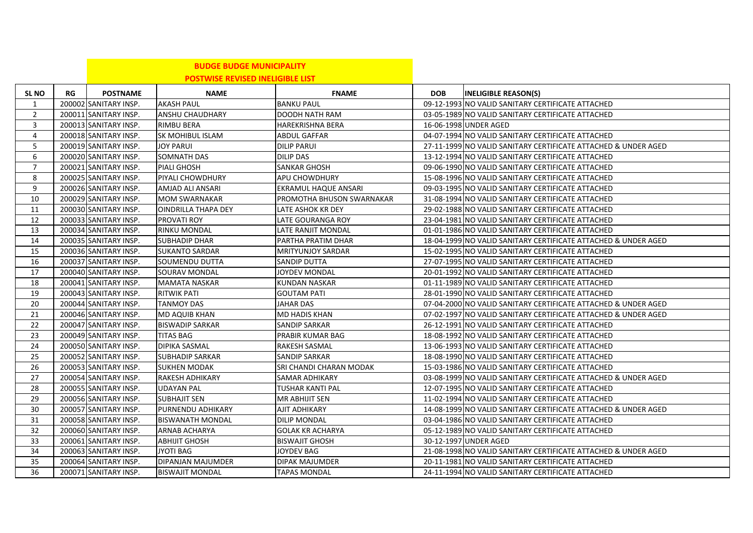**BUDGE BUDGE MUNICIPALITY**

**POSTWISE REVISED INELIGIBLE LIST**

| SL NO | RG | POSTNAME | NAME | FNAME | DOB | INELIGIBLE REASON(S) |
|---|---|---|---|---|---|---|
| 1 | 200002 | SANITARY INSP. | AKASH PAUL | BANKU PAUL | 09-12-1993 | NO VALID SANITARY CERTIFICATE ATTACHED |
| 2 | 200011 | SANITARY INSP. | ANSHU CHAUDHARY | DOODH NATH RAM | 03-05-1989 | NO VALID SANITARY CERTIFICATE ATTACHED |
| 3 | 200013 | SANITARY INSP. | RIMBU BERA | HAREKRISHNA BERA | 16-06-1998 | UNDER AGED |
| 4 | 200018 | SANITARY INSP. | SK MOHIBUL ISLAM | ABDUL GAFFAR | 04-07-1994 | NO VALID SANITARY CERTIFICATE ATTACHED |
| 5 | 200019 | SANITARY INSP. | JOY PARUI | DILIP PARUI | 27-11-1999 | NO VALID SANITARY CERTIFICATE ATTACHED & UNDER AGED |
| 6 | 200020 | SANITARY INSP. | SOMNATH DAS | DILIP DAS | 13-12-1994 | NO VALID SANITARY CERTIFICATE ATTACHED |
| 7 | 200021 | SANITARY INSP. | PIALI GHOSH | SANKAR GHOSH | 09-06-1990 | NO VALID SANITARY CERTIFICATE ATTACHED |
| 8 | 200025 | SANITARY INSP. | PIYALI CHOWDHURY | APU CHOWDHURY | 15-08-1996 | NO VALID SANITARY CERTIFICATE ATTACHED |
| 9 | 200026 | SANITARY INSP. | AMJAD ALI ANSARI | EKRAMUL HAQUE ANSARI | 09-03-1995 | NO VALID SANITARY CERTIFICATE ATTACHED |
| 10 | 200029 | SANITARY INSP. | MOM SWARNAKAR | PROMOTHA BHUSON SWARNAKAR | 31-08-1994 | NO VALID SANITARY CERTIFICATE ATTACHED |
| 11 | 200030 | SANITARY INSP. | OINDRILLA THAPA DEY | LATE ASHOK KR DEY | 29-02-1988 | NO VALID SANITARY CERTIFICATE ATTACHED |
| 12 | 200033 | SANITARY INSP. | PROVATI ROY | LATE GOURANGA ROY | 23-04-1981 | NO VALID SANITARY CERTIFICATE ATTACHED |
| 13 | 200034 | SANITARY INSP. | RINKU MONDAL | LATE RANJIT MONDAL | 01-01-1986 | NO VALID SANITARY CERTIFICATE ATTACHED |
| 14 | 200035 | SANITARY INSP. | SUBHADIP DHAR | PARTHA PRATIM DHAR | 18-04-1999 | NO VALID SANITARY CERTIFICATE ATTACHED & UNDER AGED |
| 15 | 200036 | SANITARY INSP. | SUKANTO SARDAR | MRITYUNJOY SARDAR | 15-02-1995 | NO VALID SANITARY CERTIFICATE ATTACHED |
| 16 | 200037 | SANITARY INSP. | SOUMENDU DUTTA | SANDIP DUTTA | 27-07-1995 | NO VALID SANITARY CERTIFICATE ATTACHED |
| 17 | 200040 | SANITARY INSP. | SOURAV MONDAL | JOYDEV MONDAL | 20-01-1992 | NO VALID SANITARY CERTIFICATE ATTACHED |
| 18 | 200041 | SANITARY INSP. | MAMATA NASKAR | KUNDAN NASKAR | 01-11-1989 | NO VALID SANITARY CERTIFICATE ATTACHED |
| 19 | 200043 | SANITARY INSP. | RITWIK PATI | GOUTAM PATI | 28-01-1990 | NO VALID SANITARY CERTIFICATE ATTACHED |
| 20 | 200044 | SANITARY INSP. | TANMOY DAS | JAHAR DAS | 07-04-2000 | NO VALID SANITARY CERTIFICATE ATTACHED & UNDER AGED |
| 21 | 200046 | SANITARY INSP. | MD AQUIB KHAN | MD HADIS KHAN | 07-02-1997 | NO VALID SANITARY CERTIFICATE ATTACHED & UNDER AGED |
| 22 | 200047 | SANITARY INSP. | BISWADIP SARKAR | SANDIP SARKAR | 26-12-1991 | NO VALID SANITARY CERTIFICATE ATTACHED |
| 23 | 200049 | SANITARY INSP. | TITAS BAG | PRABIR KUMAR BAG | 18-08-1992 | NO VALID SANITARY CERTIFICATE ATTACHED |
| 24 | 200050 | SANITARY INSP. | DIPIKA SASMAL | RAKESH SASMAL | 13-06-1993 | NO VALID SANITARY CERTIFICATE ATTACHED |
| 25 | 200052 | SANITARY INSP. | SUBHADIP SARKAR | SANDIP SARKAR | 18-08-1990 | NO VALID SANITARY CERTIFICATE ATTACHED |
| 26 | 200053 | SANITARY INSP. | SUKHEN MODAK | SRI CHANDI CHARAN MODAK | 15-03-1986 | NO VALID SANITARY CERTIFICATE ATTACHED |
| 27 | 200054 | SANITARY INSP. | RAKESH ADHIKARY | SAMAR ADHIKARY | 03-08-1999 | NO VALID SANITARY CERTIFICATE ATTACHED & UNDER AGED |
| 28 | 200055 | SANITARY INSP. | UDAYAN PAL | TUSHAR KANTI PAL | 12-07-1995 | NO VALID SANITARY CERTIFICATE ATTACHED |
| 29 | 200056 | SANITARY INSP. | SUBHAJIT SEN | MR ABHIJIT SEN | 11-02-1994 | NO VALID SANITARY CERTIFICATE ATTACHED |
| 30 | 200057 | SANITARY INSP. | PURNENDU ADHIKARY | AJIT ADHIKARY | 14-08-1999 | NO VALID SANITARY CERTIFICATE ATTACHED & UNDER AGED |
| 31 | 200058 | SANITARY INSP. | BISWANATH MONDAL | DILIP MONDAL | 03-04-1986 | NO VALID SANITARY CERTIFICATE ATTACHED |
| 32 | 200060 | SANITARY INSP. | ARNAB ACHARYA | GOLAK KR ACHARYA | 05-12-1989 | NO VALID SANITARY CERTIFICATE ATTACHED |
| 33 | 200061 | SANITARY INSP. | ABHIJIT GHOSH | BISWAJIT GHOSH | 30-12-1997 | UNDER AGED |
| 34 | 200063 | SANITARY INSP. | JYOTI BAG | JOYDEV BAG | 21-08-1998 | NO VALID SANITARY CERTIFICATE ATTACHED & UNDER AGED |
| 35 | 200064 | SANITARY INSP. | DIPANJAN MAJUMDER | DIPAK MAJUMDER | 20-11-1981 | NO VALID SANITARY CERTIFICATE ATTACHED |
| 36 | 200071 | SANITARY INSP. | BISWAJIT MONDAL | TAPAS MONDAL | 24-11-1994 | NO VALID SANITARY CERTIFICATE ATTACHED |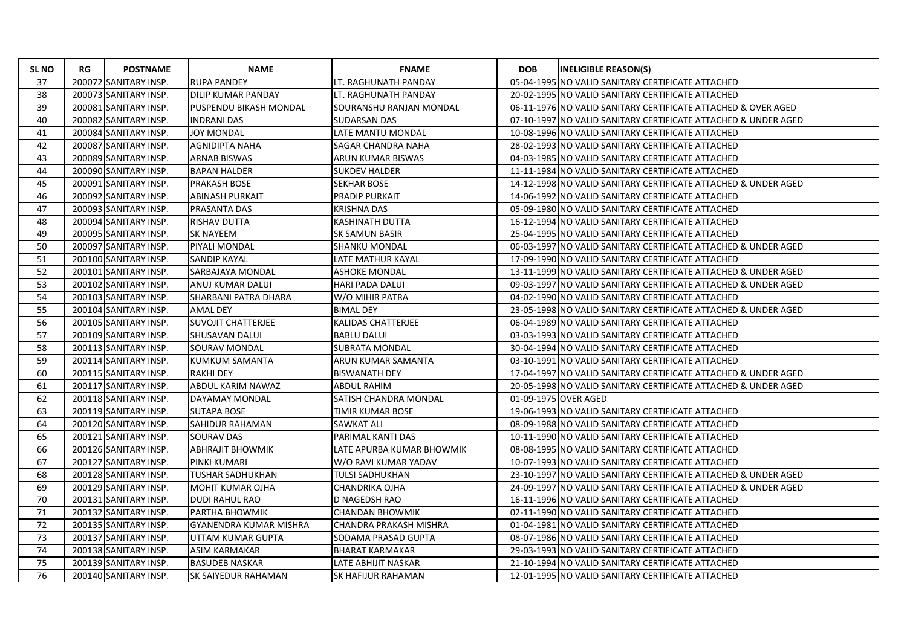| SL NO | RG | POSTNAME | NAME | FNAME | DOB | INELIGIBLE REASON(S) |
|---|---|---|---|---|---|---|
| 37 | 200072 | SANITARY INSP. | RUPA PANDEY | LT. RAGHUNATH PANDAY | 05-04-1995 | NO VALID SANITARY CERTIFICATE ATTACHED |
| 38 | 200073 | SANITARY INSP. | DILIP KUMAR PANDAY | LT. RAGHUNATH PANDAY | 20-02-1995 | NO VALID SANITARY CERTIFICATE ATTACHED |
| 39 | 200081 | SANITARY INSP. | PUSPENDU BIKASH MONDAL | SOURANSHU RANJAN MONDAL | 06-11-1976 | NO VALID SANITARY CERTIFICATE ATTACHED & OVER AGED |
| 40 | 200082 | SANITARY INSP. | INDRANI DAS | SUDARSAN DAS | 07-10-1997 | NO VALID SANITARY CERTIFICATE ATTACHED & UNDER AGED |
| 41 | 200084 | SANITARY INSP. | JOY MONDAL | LATE MANTU MONDAL | 10-08-1996 | NO VALID SANITARY CERTIFICATE ATTACHED |
| 42 | 200087 | SANITARY INSP. | AGNIDIPTA NAHA | SAGAR CHANDRA NAHA | 28-02-1993 | NO VALID SANITARY CERTIFICATE ATTACHED |
| 43 | 200089 | SANITARY INSP. | ARNAB BISWAS | ARUN KUMAR BISWAS | 04-03-1985 | NO VALID SANITARY CERTIFICATE ATTACHED |
| 44 | 200090 | SANITARY INSP. | BAPAN HALDER | SUKDEV HALDER | 11-11-1984 | NO VALID SANITARY CERTIFICATE ATTACHED |
| 45 | 200091 | SANITARY INSP. | PRAKASH BOSE | SEKHAR BOSE | 14-12-1998 | NO VALID SANITARY CERTIFICATE ATTACHED & UNDER AGED |
| 46 | 200092 | SANITARY INSP. | ABINASH PURKAIT | PRADIP PURKAIT | 14-06-1992 | NO VALID SANITARY CERTIFICATE ATTACHED |
| 47 | 200093 | SANITARY INSP. | PRASANTA DAS | KRISHNA DAS | 05-09-1980 | NO VALID SANITARY CERTIFICATE ATTACHED |
| 48 | 200094 | SANITARY INSP. | RISHAV DUTTA | KASHINATH DUTTA | 16-12-1994 | NO VALID SANITARY CERTIFICATE ATTACHED |
| 49 | 200095 | SANITARY INSP. | SK NAYEEM | SK SAMUN BASIR | 25-04-1995 | NO VALID SANITARY CERTIFICATE ATTACHED |
| 50 | 200097 | SANITARY INSP. | PIYALI MONDAL | SHANKU MONDAL | 06-03-1997 | NO VALID SANITARY CERTIFICATE ATTACHED & UNDER AGED |
| 51 | 200100 | SANITARY INSP. | SANDIP KAYAL | LATE MATHUR KAYAL | 17-09-1990 | NO VALID SANITARY CERTIFICATE ATTACHED |
| 52 | 200101 | SANITARY INSP. | SARBAJAYA MONDAL | ASHOKE MONDAL | 13-11-1999 | NO VALID SANITARY CERTIFICATE ATTACHED & UNDER AGED |
| 53 | 200102 | SANITARY INSP. | ANUJ KUMAR DALUI | HARI PADA DALUI | 09-03-1997 | NO VALID SANITARY CERTIFICATE ATTACHED & UNDER AGED |
| 54 | 200103 | SANITARY INSP. | SHARBANI PATRA DHARA | W/O MIHIR PATRA | 04-02-1990 | NO VALID SANITARY CERTIFICATE ATTACHED |
| 55 | 200104 | SANITARY INSP. | AMAL DEY | BIMAL DEY | 23-05-1998 | NO VALID SANITARY CERTIFICATE ATTACHED & UNDER AGED |
| 56 | 200105 | SANITARY INSP. | SUVOJIT CHATTERJEE | KALIDAS CHATTERJEE | 06-04-1989 | NO VALID SANITARY CERTIFICATE ATTACHED |
| 57 | 200109 | SANITARY INSP. | SHUSAVAN DALUI | BABLU DALUI | 03-03-1993 | NO VALID SANITARY CERTIFICATE ATTACHED |
| 58 | 200113 | SANITARY INSP. | SOURAV MONDAL | SUBRATA MONDAL | 30-04-1994 | NO VALID SANITARY CERTIFICATE ATTACHED |
| 59 | 200114 | SANITARY INSP. | KUMKUM SAMANTA | ARUN KUMAR SAMANTA | 03-10-1991 | NO VALID SANITARY CERTIFICATE ATTACHED |
| 60 | 200115 | SANITARY INSP. | RAKHI DEY | BISWANATH DEY | 17-04-1997 | NO VALID SANITARY CERTIFICATE ATTACHED & UNDER AGED |
| 61 | 200117 | SANITARY INSP. | ABDUL KARIM NAWAZ | ABDUL RAHIM | 20-05-1998 | NO VALID SANITARY CERTIFICATE ATTACHED & UNDER AGED |
| 62 | 200118 | SANITARY INSP. | DAYAMAY MONDAL | SATISH CHANDRA MONDAL | 01-09-1975 | OVER AGED |
| 63 | 200119 | SANITARY INSP. | SUTAPA BOSE | TIMIR KUMAR BOSE | 19-06-1993 | NO VALID SANITARY CERTIFICATE ATTACHED |
| 64 | 200120 | SANITARY INSP. | SAHIDUR RAHAMAN | SAWKAT ALI | 08-09-1988 | NO VALID SANITARY CERTIFICATE ATTACHED |
| 65 | 200121 | SANITARY INSP. | SOURAV DAS | PARIMAL KANTI DAS | 10-11-1990 | NO VALID SANITARY CERTIFICATE ATTACHED |
| 66 | 200126 | SANITARY INSP. | ABHRAJIT BHOWMIK | LATE APURBA KUMAR BHOWMIK | 08-08-1995 | NO VALID SANITARY CERTIFICATE ATTACHED |
| 67 | 200127 | SANITARY INSP. | PINKI KUMARI | W/O RAVI KUMAR YADAV | 10-07-1993 | NO VALID SANITARY CERTIFICATE ATTACHED |
| 68 | 200128 | SANITARY INSP. | TUSHAR SADHUKHAN | TULSI SADHUKHAN | 23-10-1997 | NO VALID SANITARY CERTIFICATE ATTACHED & UNDER AGED |
| 69 | 200129 | SANITARY INSP. | MOHIT KUMAR OJHA | CHANDRIKA OJHA | 24-09-1997 | NO VALID SANITARY CERTIFICATE ATTACHED & UNDER AGED |
| 70 | 200131 | SANITARY INSP. | DUDI RAHUL RAO | D NAGEDSH RAO | 16-11-1996 | NO VALID SANITARY CERTIFICATE ATTACHED |
| 71 | 200132 | SANITARY INSP. | PARTHA BHOWMIK | CHANDAN BHOWMIK | 02-11-1990 | NO VALID SANITARY CERTIFICATE ATTACHED |
| 72 | 200135 | SANITARY INSP. | GYANENDRA KUMAR MISHRA | CHANDRA PRAKASH MISHRA | 01-04-1981 | NO VALID SANITARY CERTIFICATE ATTACHED |
| 73 | 200137 | SANITARY INSP. | UTTAM KUMAR GUPTA | SODAMA PRASAD GUPTA | 08-07-1986 | NO VALID SANITARY CERTIFICATE ATTACHED |
| 74 | 200138 | SANITARY INSP. | ASIM KARMAKAR | BHARAT KARMAKAR | 29-03-1993 | NO VALID SANITARY CERTIFICATE ATTACHED |
| 75 | 200139 | SANITARY INSP. | BASUDEB NASKAR | LATE ABHIJIT NASKAR | 21-10-1994 | NO VALID SANITARY CERTIFICATE ATTACHED |
| 76 | 200140 | SANITARY INSP. | SK SAIYEDUR RAHAMAN | SK HAFIJUR RAHAMAN | 12-01-1995 | NO VALID SANITARY CERTIFICATE ATTACHED |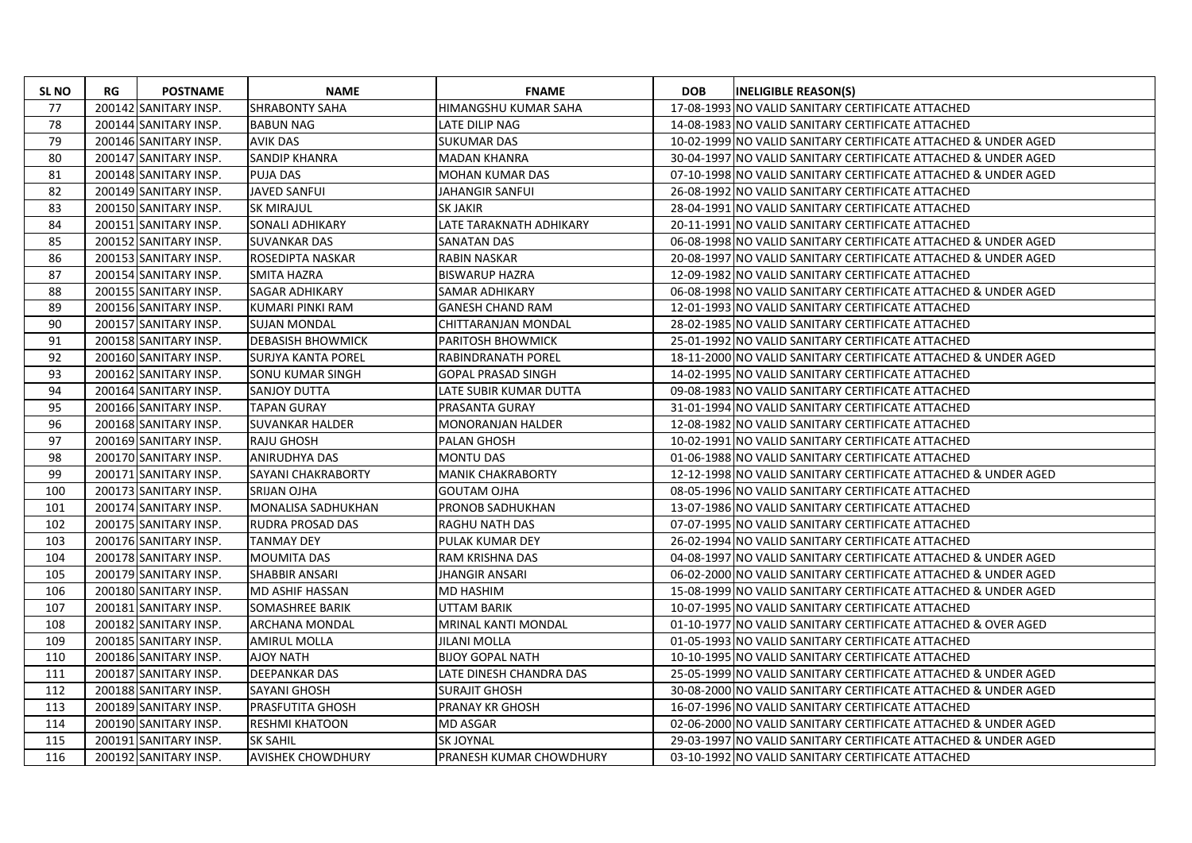| SL NO | RG | POSTNAME | NAME | FNAME | DOB | INELIGIBLE REASON(S) |
|---|---|---|---|---|---|---|
| 77 | 200142 | SANITARY INSP. | SHRABONTY SAHA | HIMANGSHU KUMAR SAHA | 17-08-1993 | NO VALID SANITARY CERTIFICATE ATTACHED |
| 78 | 200144 | SANITARY INSP. | BABUN NAG | LATE DILIP NAG | 14-08-1983 | NO VALID SANITARY CERTIFICATE ATTACHED |
| 79 | 200146 | SANITARY INSP. | AVIK DAS | SUKUMAR DAS | 10-02-1999 | NO VALID SANITARY CERTIFICATE ATTACHED & UNDER AGED |
| 80 | 200147 | SANITARY INSP. | SANDIP KHANRA | MADAN KHANRA | 30-04-1997 | NO VALID SANITARY CERTIFICATE ATTACHED & UNDER AGED |
| 81 | 200148 | SANITARY INSP. | PUJA DAS | MOHAN KUMAR DAS | 07-10-1998 | NO VALID SANITARY CERTIFICATE ATTACHED & UNDER AGED |
| 82 | 200149 | SANITARY INSP. | JAVED SANFUI | JAHANGIR SANFUI | 26-08-1992 | NO VALID SANITARY CERTIFICATE ATTACHED |
| 83 | 200150 | SANITARY INSP. | SK MIRAJUL | SK JAKIR | 28-04-1991 | NO VALID SANITARY CERTIFICATE ATTACHED |
| 84 | 200151 | SANITARY INSP. | SONALI ADHIKARY | LATE TARAKNATH ADHIKARY | 20-11-1991 | NO VALID SANITARY CERTIFICATE ATTACHED |
| 85 | 200152 | SANITARY INSP. | SUVANKAR DAS | SANATAN DAS | 06-08-1998 | NO VALID SANITARY CERTIFICATE ATTACHED & UNDER AGED |
| 86 | 200153 | SANITARY INSP. | ROSEDIPTA NASKAR | RABIN NASKAR | 20-08-1997 | NO VALID SANITARY CERTIFICATE ATTACHED & UNDER AGED |
| 87 | 200154 | SANITARY INSP. | SMITA HAZRA | BISWARUP HAZRA | 12-09-1982 | NO VALID SANITARY CERTIFICATE ATTACHED |
| 88 | 200155 | SANITARY INSP. | SAGAR ADHIKARY | SAMAR ADHIKARY | 06-08-1998 | NO VALID SANITARY CERTIFICATE ATTACHED & UNDER AGED |
| 89 | 200156 | SANITARY INSP. | KUMARI PINKI RAM | GANESH CHAND RAM | 12-01-1993 | NO VALID SANITARY CERTIFICATE ATTACHED |
| 90 | 200157 | SANITARY INSP. | SUJAN MONDAL | CHITTARANJAN MONDAL | 28-02-1985 | NO VALID SANITARY CERTIFICATE ATTACHED |
| 91 | 200158 | SANITARY INSP. | DEBASISH BHOWMICK | PARITOSH BHOWMICK | 25-01-1992 | NO VALID SANITARY CERTIFICATE ATTACHED |
| 92 | 200160 | SANITARY INSP. | SURJYA KANTA POREL | RABINDRANATH POREL | 18-11-2000 | NO VALID SANITARY CERTIFICATE ATTACHED & UNDER AGED |
| 93 | 200162 | SANITARY INSP. | SONU KUMAR SINGH | GOPAL PRASAD SINGH | 14-02-1995 | NO VALID SANITARY CERTIFICATE ATTACHED |
| 94 | 200164 | SANITARY INSP. | SANJOY DUTTA | LATE SUBIR KUMAR DUTTA | 09-08-1983 | NO VALID SANITARY CERTIFICATE ATTACHED |
| 95 | 200166 | SANITARY INSP. | TAPAN GURAY | PRASANTA GURAY | 31-01-1994 | NO VALID SANITARY CERTIFICATE ATTACHED |
| 96 | 200168 | SANITARY INSP. | SUVANKAR HALDER | MONORANJAN HALDER | 12-08-1982 | NO VALID SANITARY CERTIFICATE ATTACHED |
| 97 | 200169 | SANITARY INSP. | RAJU GHOSH | PALAN GHOSH | 10-02-1991 | NO VALID SANITARY CERTIFICATE ATTACHED |
| 98 | 200170 | SANITARY INSP. | ANIRUDHYA DAS | MONTU DAS | 01-06-1988 | NO VALID SANITARY CERTIFICATE ATTACHED |
| 99 | 200171 | SANITARY INSP. | SAYANI CHAKRABORTY | MANIK CHAKRABORTY | 12-12-1998 | NO VALID SANITARY CERTIFICATE ATTACHED & UNDER AGED |
| 100 | 200173 | SANITARY INSP. | SRIJAN OJHA | GOUTAM OJHA | 08-05-1996 | NO VALID SANITARY CERTIFICATE ATTACHED |
| 101 | 200174 | SANITARY INSP. | MONALISA SADHUKHAN | PRONOB SADHUKHAN | 13-07-1986 | NO VALID SANITARY CERTIFICATE ATTACHED |
| 102 | 200175 | SANITARY INSP. | RUDRA PROSAD DAS | RAGHU NATH DAS | 07-07-1995 | NO VALID SANITARY CERTIFICATE ATTACHED |
| 103 | 200176 | SANITARY INSP. | TANMAY DEY | PULAK KUMAR DEY | 26-02-1994 | NO VALID SANITARY CERTIFICATE ATTACHED |
| 104 | 200178 | SANITARY INSP. | MOUMITA DAS | RAM KRISHNA DAS | 04-08-1997 | NO VALID SANITARY CERTIFICATE ATTACHED & UNDER AGED |
| 105 | 200179 | SANITARY INSP. | SHABBIR ANSARI | JHANGIR ANSARI | 06-02-2000 | NO VALID SANITARY CERTIFICATE ATTACHED & UNDER AGED |
| 106 | 200180 | SANITARY INSP. | MD ASHIF HASSAN | MD HASHIM | 15-08-1999 | NO VALID SANITARY CERTIFICATE ATTACHED & UNDER AGED |
| 107 | 200181 | SANITARY INSP. | SOMASHREE BARIK | UTTAM BARIK | 10-07-1995 | NO VALID SANITARY CERTIFICATE ATTACHED |
| 108 | 200182 | SANITARY INSP. | ARCHANA MONDAL | MRINAL KANTI MONDAL | 01-10-1977 | NO VALID SANITARY CERTIFICATE ATTACHED & OVER AGED |
| 109 | 200185 | SANITARY INSP. | AMIRUL MOLLA | JILANI MOLLA | 01-05-1993 | NO VALID SANITARY CERTIFICATE ATTACHED |
| 110 | 200186 | SANITARY INSP. | AJOY NATH | BIJOY GOPAL NATH | 10-10-1995 | NO VALID SANITARY CERTIFICATE ATTACHED |
| 111 | 200187 | SANITARY INSP. | DEEPANKAR DAS | LATE DINESH CHANDRA DAS | 25-05-1999 | NO VALID SANITARY CERTIFICATE ATTACHED & UNDER AGED |
| 112 | 200188 | SANITARY INSP. | SAYANI GHOSH | SURAJIT GHOSH | 30-08-2000 | NO VALID SANITARY CERTIFICATE ATTACHED & UNDER AGED |
| 113 | 200189 | SANITARY INSP. | PRASFUTITA GHOSH | PRANAY KR GHOSH | 16-07-1996 | NO VALID SANITARY CERTIFICATE ATTACHED |
| 114 | 200190 | SANITARY INSP. | RESHMI KHATOON | MD ASGAR | 02-06-2000 | NO VALID SANITARY CERTIFICATE ATTACHED & UNDER AGED |
| 115 | 200191 | SANITARY INSP. | SK SAHIL | SK JOYNAL | 29-03-1997 | NO VALID SANITARY CERTIFICATE ATTACHED & UNDER AGED |
| 116 | 200192 | SANITARY INSP. | AVISHEK CHOWDHURY | PRANESH KUMAR CHOWDHURY | 03-10-1992 | NO VALID SANITARY CERTIFICATE ATTACHED |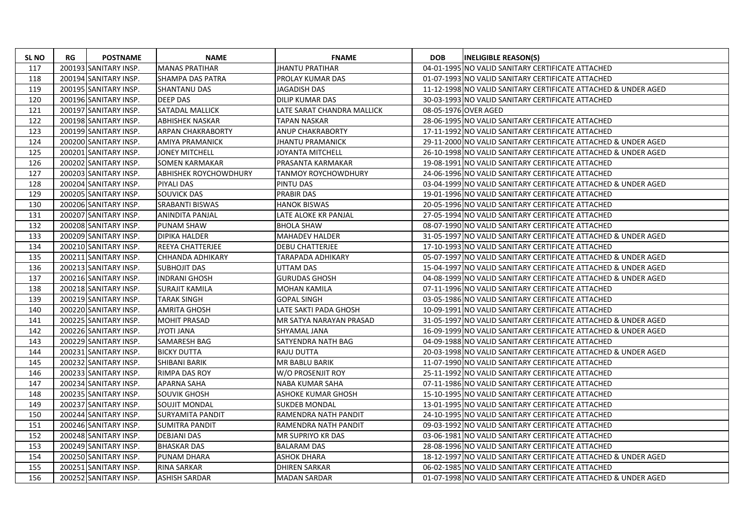| SL NO | RG | POSTNAME | NAME | FNAME | DOB | INELIGIBLE REASON(S) |
|---|---|---|---|---|---|---|
| 117 | 200193 | SANITARY INSP. | MANAS PRATIHAR | JHANTU PRATIHAR | 04-01-1995 | NO VALID SANITARY CERTIFICATE ATTACHED |
| 118 | 200194 | SANITARY INSP. | SHAMPA DAS PATRA | PROLAY KUMAR DAS | 01-07-1993 | NO VALID SANITARY CERTIFICATE ATTACHED |
| 119 | 200195 | SANITARY INSP. | SHANTANU DAS | JAGADISH DAS | 11-12-1998 | NO VALID SANITARY CERTIFICATE ATTACHED & UNDER AGED |
| 120 | 200196 | SANITARY INSP. | DEEP DAS | DILIP KUMAR DAS | 30-03-1993 | NO VALID SANITARY CERTIFICATE ATTACHED |
| 121 | 200197 | SANITARY INSP. | SATADAL MALLICK | LATE SARAT CHANDRA MALLICK | 08-05-1976 | OVER AGED |
| 122 | 200198 | SANITARY INSP. | ABHISHEK NASKAR | TAPAN NASKAR | 28-06-1995 | NO VALID SANITARY CERTIFICATE ATTACHED |
| 123 | 200199 | SANITARY INSP. | ARPAN CHAKRABORTY | ANUP CHAKRABORTY | 17-11-1992 | NO VALID SANITARY CERTIFICATE ATTACHED |
| 124 | 200200 | SANITARY INSP. | AMIYA PRAMANICK | JHANTU PRAMANICK | 29-11-2000 | NO VALID SANITARY CERTIFICATE ATTACHED & UNDER AGED |
| 125 | 200201 | SANITARY INSP. | JONEY MITCHELL | JOYANTA MITCHELL | 26-10-1998 | NO VALID SANITARY CERTIFICATE ATTACHED & UNDER AGED |
| 126 | 200202 | SANITARY INSP. | SOMEN KARMAKAR | PRASANTA KARMAKAR | 19-08-1991 | NO VALID SANITARY CERTIFICATE ATTACHED |
| 127 | 200203 | SANITARY INSP. | ABHISHEK ROYCHOWDHURY | TANMOY ROYCHOWDHURY | 24-06-1996 | NO VALID SANITARY CERTIFICATE ATTACHED |
| 128 | 200204 | SANITARY INSP. | PIYALI DAS | PINTU DAS | 03-04-1999 | NO VALID SANITARY CERTIFICATE ATTACHED & UNDER AGED |
| 129 | 200205 | SANITARY INSP. | SOUVICK DAS | PRABIR DAS | 19-01-1996 | NO VALID SANITARY CERTIFICATE ATTACHED |
| 130 | 200206 | SANITARY INSP. | SRABANTI BISWAS | HANOK BISWAS | 20-05-1996 | NO VALID SANITARY CERTIFICATE ATTACHED |
| 131 | 200207 | SANITARY INSP. | ANINDITA PANJAL | LATE ALOKE KR PANJAL | 27-05-1994 | NO VALID SANITARY CERTIFICATE ATTACHED |
| 132 | 200208 | SANITARY INSP. | PUNAM SHAW | BHOLA SHAW | 08-07-1990 | NO VALID SANITARY CERTIFICATE ATTACHED |
| 133 | 200209 | SANITARY INSP. | DIPIKA HALDER | MAHADEV HALDER | 31-05-1997 | NO VALID SANITARY CERTIFICATE ATTACHED & UNDER AGED |
| 134 | 200210 | SANITARY INSP. | REEYA CHATTERJEE | DEBU CHATTERJEE | 17-10-1993 | NO VALID SANITARY CERTIFICATE ATTACHED |
| 135 | 200211 | SANITARY INSP. | CHHANDA ADHIKARY | TARAPADA ADHIKARY | 05-07-1997 | NO VALID SANITARY CERTIFICATE ATTACHED & UNDER AGED |
| 136 | 200213 | SANITARY INSP. | SUBHOJIT DAS | UTTAM DAS | 15-04-1997 | NO VALID SANITARY CERTIFICATE ATTACHED & UNDER AGED |
| 137 | 200216 | SANITARY INSP. | INDRANI GHOSH | GURUDAS GHOSH | 04-08-1999 | NO VALID SANITARY CERTIFICATE ATTACHED & UNDER AGED |
| 138 | 200218 | SANITARY INSP. | SURAJIT KAMILA | MOHAN KAMILA | 07-11-1996 | NO VALID SANITARY CERTIFICATE ATTACHED |
| 139 | 200219 | SANITARY INSP. | TARAK SINGH | GOPAL SINGH | 03-05-1986 | NO VALID SANITARY CERTIFICATE ATTACHED |
| 140 | 200220 | SANITARY INSP. | AMRITA GHOSH | LATE SAKTI PADA GHOSH | 10-09-1991 | NO VALID SANITARY CERTIFICATE ATTACHED |
| 141 | 200225 | SANITARY INSP. | MOHIT PRASAD | MR SATYA NARAYAN PRASAD | 31-05-1997 | NO VALID SANITARY CERTIFICATE ATTACHED & UNDER AGED |
| 142 | 200226 | SANITARY INSP. | JYOTI JANA | SHYAMAL JANA | 16-09-1999 | NO VALID SANITARY CERTIFICATE ATTACHED & UNDER AGED |
| 143 | 200229 | SANITARY INSP. | SAMARESH BAG | SATYENDRA NATH BAG | 04-09-1988 | NO VALID SANITARY CERTIFICATE ATTACHED |
| 144 | 200231 | SANITARY INSP. | BICKY DUTTA | RAJU DUTTA | 20-03-1998 | NO VALID SANITARY CERTIFICATE ATTACHED & UNDER AGED |
| 145 | 200232 | SANITARY INSP. | SHIBANI BARIK | MR BABLU BARIK | 11-07-1990 | NO VALID SANITARY CERTIFICATE ATTACHED |
| 146 | 200233 | SANITARY INSP. | RIMPA DAS ROY | W/O PROSENJIT ROY | 25-11-1992 | NO VALID SANITARY CERTIFICATE ATTACHED |
| 147 | 200234 | SANITARY INSP. | APARNA SAHA | NABA KUMAR SAHA | 07-11-1986 | NO VALID SANITARY CERTIFICATE ATTACHED |
| 148 | 200235 | SANITARY INSP. | SOUVIK GHOSH | ASHOKE KUMAR GHOSH | 15-10-1995 | NO VALID SANITARY CERTIFICATE ATTACHED |
| 149 | 200237 | SANITARY INSP. | SOUJIT MONDAL | SUKDEB MONDAL | 13-01-1995 | NO VALID SANITARY CERTIFICATE ATTACHED |
| 150 | 200244 | SANITARY INSP. | SURYAMITA PANDIT | RAMENDRA NATH PANDIT | 24-10-1995 | NO VALID SANITARY CERTIFICATE ATTACHED |
| 151 | 200246 | SANITARY INSP. | SUMITRA PANDIT | RAMENDRA NATH PANDIT | 09-03-1992 | NO VALID SANITARY CERTIFICATE ATTACHED |
| 152 | 200248 | SANITARY INSP. | DEBJANI DAS | MR SUPRIYO KR DAS | 03-06-1981 | NO VALID SANITARY CERTIFICATE ATTACHED |
| 153 | 200249 | SANITARY INSP. | BHASKAR DAS | BALARAM DAS | 28-08-1996 | NO VALID SANITARY CERTIFICATE ATTACHED |
| 154 | 200250 | SANITARY INSP. | PUNAM DHARA | ASHOK DHARA | 18-12-1997 | NO VALID SANITARY CERTIFICATE ATTACHED & UNDER AGED |
| 155 | 200251 | SANITARY INSP. | RINA SARKAR | DHIREN SARKAR | 06-02-1985 | NO VALID SANITARY CERTIFICATE ATTACHED |
| 156 | 200252 | SANITARY INSP. | ASHISH SARDAR | MADAN SARDAR | 01-07-1998 | NO VALID SANITARY CERTIFICATE ATTACHED & UNDER AGED |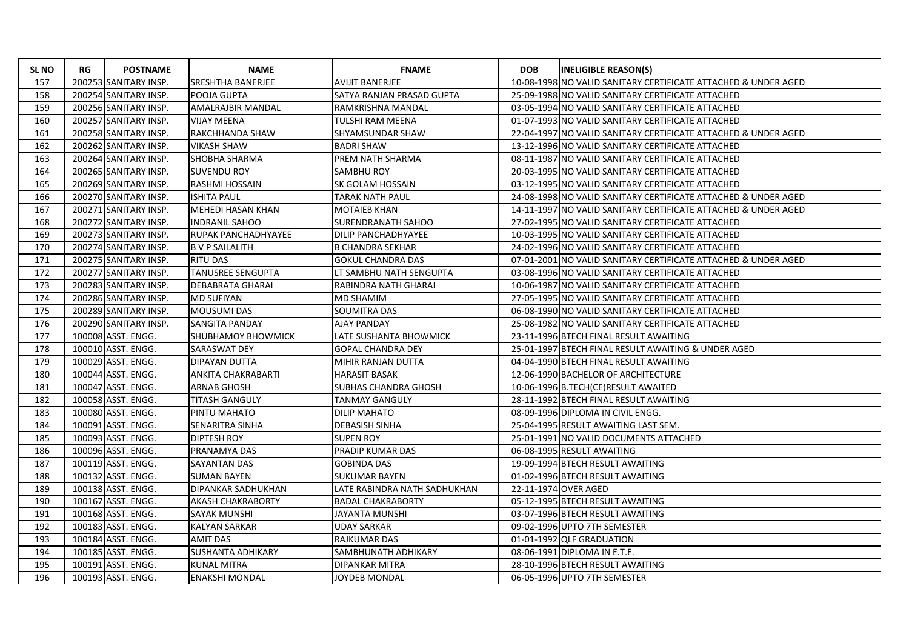| SL NO | RG | POSTNAME | NAME | FNAME | DOB | INELIGIBLE REASON(S) |
|---|---|---|---|---|---|---|
| 157 | 200253 | SANITARY INSP. | SRESHTHA BANERJEE | AVIJIT BANERJEE | 10-08-1998 | NO VALID SANITARY CERTIFICATE ATTACHED & UNDER AGED |
| 158 | 200254 | SANITARY INSP. | POOJA GUPTA | SATYA RANJAN PRASAD GUPTA | 25-09-1988 | NO VALID SANITARY CERTIFICATE ATTACHED |
| 159 | 200256 | SANITARY INSP. | AMALRAJBIR MANDAL | RAMKRISHNA MANDAL | 03-05-1994 | NO VALID SANITARY CERTIFICATE ATTACHED |
| 160 | 200257 | SANITARY INSP. | VIJAY MEENA | TULSHI RAM MEENA | 01-07-1993 | NO VALID SANITARY CERTIFICATE ATTACHED |
| 161 | 200258 | SANITARY INSP. | RAKCHHANDA SHAW | SHYAMSUNDAR SHAW | 22-04-1997 | NO VALID SANITARY CERTIFICATE ATTACHED & UNDER AGED |
| 162 | 200262 | SANITARY INSP. | VIKASH SHAW | BADRI SHAW | 13-12-1996 | NO VALID SANITARY CERTIFICATE ATTACHED |
| 163 | 200264 | SANITARY INSP. | SHOBHA SHARMA | PREM NATH SHARMA | 08-11-1987 | NO VALID SANITARY CERTIFICATE ATTACHED |
| 164 | 200265 | SANITARY INSP. | SUVENDU ROY | SAMBHU ROY | 20-03-1995 | NO VALID SANITARY CERTIFICATE ATTACHED |
| 165 | 200269 | SANITARY INSP. | RASHMI HOSSAIN | SK GOLAM HOSSAIN | 03-12-1995 | NO VALID SANITARY CERTIFICATE ATTACHED |
| 166 | 200270 | SANITARY INSP. | ISHITA PAUL | TARAK NATH PAUL | 24-08-1998 | NO VALID SANITARY CERTIFICATE ATTACHED & UNDER AGED |
| 167 | 200271 | SANITARY INSP. | MEHEDI HASAN KHAN | MOTAIEB KHAN | 14-11-1997 | NO VALID SANITARY CERTIFICATE ATTACHED & UNDER AGED |
| 168 | 200272 | SANITARY INSP. | INDRANIL SAHOO | SURENDRANATH SAHOO | 27-02-1995 | NO VALID SANITARY CERTIFICATE ATTACHED |
| 169 | 200273 | SANITARY INSP. | RUPAK PANCHADHYAYEE | DILIP PANCHADHYAYEE | 10-03-1995 | NO VALID SANITARY CERTIFICATE ATTACHED |
| 170 | 200274 | SANITARY INSP. | B V P SAILALITH | B CHANDRA SEKHAR | 24-02-1996 | NO VALID SANITARY CERTIFICATE ATTACHED |
| 171 | 200275 | SANITARY INSP. | RITU DAS | GOKUL CHANDRA DAS | 07-01-2001 | NO VALID SANITARY CERTIFICATE ATTACHED & UNDER AGED |
| 172 | 200277 | SANITARY INSP. | TANUSREE SENGUPTA | LT SAMBHU NATH SENGUPTA | 03-08-1996 | NO VALID SANITARY CERTIFICATE ATTACHED |
| 173 | 200283 | SANITARY INSP. | DEBABRATA GHARAI | RABINDRA NATH GHARAI | 10-06-1987 | NO VALID SANITARY CERTIFICATE ATTACHED |
| 174 | 200286 | SANITARY INSP. | MD SUFIYAN | MD SHAMIM | 27-05-1995 | NO VALID SANITARY CERTIFICATE ATTACHED |
| 175 | 200289 | SANITARY INSP. | MOUSUMI DAS | SOUMITRA DAS | 06-08-1990 | NO VALID SANITARY CERTIFICATE ATTACHED |
| 176 | 200290 | SANITARY INSP. | SANGITA PANDAY | AJAY PANDAY | 25-08-1982 | NO VALID SANITARY CERTIFICATE ATTACHED |
| 177 | 100008 | ASST. ENGG. | SHUBHAMOY BHOWMICK | LATE SUSHANTA BHOWMICK | 23-11-1996 | BTECH FINAL RESULT AWAITING |
| 178 | 100010 | ASST. ENGG. | SARASWAT DEY | GOPAL CHANDRA DEY | 25-01-1997 | BTECH FINAL RESULT AWAITING & UNDER AGED |
| 179 | 100029 | ASST. ENGG. | DIPAYAN DUTTA | MIHIR RANJAN DUTTA | 04-04-1990 | BTECH FINAL RESULT AWAITING |
| 180 | 100044 | ASST. ENGG. | ANKITA CHAKRABARTI | HARASIT BASAK | 12-06-1990 | BACHELOR OF ARCHITECTURE |
| 181 | 100047 | ASST. ENGG. | ARNAB GHOSH | SUBHAS CHANDRA GHOSH | 10-06-1996 | B.TECH(CE)RESULT AWAITED |
| 182 | 100058 | ASST. ENGG. | TITASH GANGULY | TANMAY GANGULY | 28-11-1992 | BTECH FINAL RESULT AWAITING |
| 183 | 100080 | ASST. ENGG. | PINTU MAHATO | DILIP MAHATO | 08-09-1996 | DIPLOMA IN CIVIL ENGG. |
| 184 | 100091 | ASST. ENGG. | SENARITRA SINHA | DEBASISH SINHA | 25-04-1995 | RESULT AWAITING LAST SEM. |
| 185 | 100093 | ASST. ENGG. | DIPTESH ROY | SUPEN ROY | 25-01-1991 | NO VALID DOCUMENTS ATTACHED |
| 186 | 100096 | ASST. ENGG. | PRANAMYA DAS | PRADIP KUMAR DAS | 06-08-1995 | RESULT AWAITING |
| 187 | 100119 | ASST. ENGG. | SAYANTAN DAS | GOBINDA DAS | 19-09-1994 | BTECH RESULT AWAITING |
| 188 | 100132 | ASST. ENGG. | SUMAN BAYEN | SUKUMAR BAYEN | 01-02-1996 | BTECH RESULT AWAITING |
| 189 | 100138 | ASST. ENGG. | DIPANKAR SADHUKHAN | LATE RABINDRA NATH SADHUKHAN | 22-11-1974 | OVER AGED |
| 190 | 100167 | ASST. ENGG. | AKASH CHAKRABORTY | BADAL CHAKRABORTY | 05-12-1995 | BTECH RESULT AWAITING |
| 191 | 100168 | ASST. ENGG. | SAYAK MUNSHI | JAYANTA MUNSHI | 03-07-1996 | BTECH RESULT AWAITING |
| 192 | 100183 | ASST. ENGG. | KALYAN SARKAR | UDAY SARKAR | 09-02-1996 | UPTO 7TH SEMESTER |
| 193 | 100184 | ASST. ENGG. | AMIT DAS | RAJKUMAR DAS | 01-01-1992 | QLF GRADUATION |
| 194 | 100185 | ASST. ENGG. | SUSHANTA ADHIKARY | SAMBHUNATH ADHIKARY | 08-06-1991 | DIPLOMA IN E.T.E. |
| 195 | 100191 | ASST. ENGG. | KUNAL MITRA | DIPANKAR MITRA | 28-10-1996 | BTECH RESULT AWAITING |
| 196 | 100193 | ASST. ENGG. | ENAKSHI MONDAL | JOYDEB MONDAL | 06-05-1996 | UPTO 7TH SEMESTER |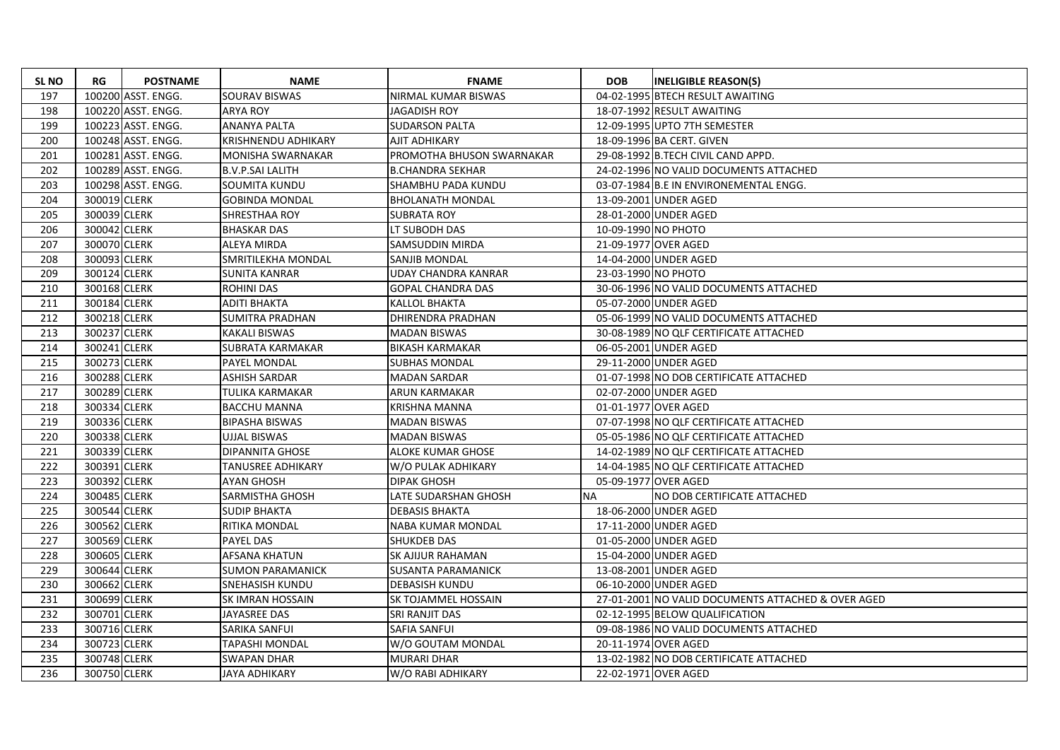| SL NO | RG | POSTNAME | NAME | FNAME | DOB | INELIGIBLE REASON(S) |
|---|---|---|---|---|---|---|
| 197 | 100200 | ASST. ENGG. | SOURAV BISWAS | NIRMAL KUMAR BISWAS | 04-02-1995 | BTECH RESULT AWAITING |
| 198 | 100220 | ASST. ENGG. | ARYA ROY | JAGADISH ROY | 18-07-1992 | RESULT AWAITING |
| 199 | 100223 | ASST. ENGG. | ANANYA PALTA | SUDARSON PALTA | 12-09-1995 | UPTO 7TH SEMESTER |
| 200 | 100248 | ASST. ENGG. | KRISHNENDU ADHIKARY | AJIT ADHIKARY | 18-09-1996 | BA CERT. GIVEN |
| 201 | 100281 | ASST. ENGG. | MONISHA SWARNAKAR | PROMOTHA BHUSON SWARNAKAR | 29-08-1992 | B.TECH CIVIL CAND APPD. |
| 202 | 100289 | ASST. ENGG. | B.V.P.SAI LALITH | B.CHANDRA SEKHAR | 24-02-1996 | NO VALID DOCUMENTS ATTACHED |
| 203 | 100298 | ASST. ENGG. | SOUMITA KUNDU | SHAMBHU PADA KUNDU | 03-07-1984 | B.E IN ENVIRONEMENTAL ENGG. |
| 204 | 300019 | CLERK | GOBINDA MONDAL | BHOLANATH MONDAL | 13-09-2001 | UNDER AGED |
| 205 | 300039 | CLERK | SHRESTHAA ROY | SUBRATA ROY | 28-01-2000 | UNDER AGED |
| 206 | 300042 | CLERK | BHASKAR DAS | LT SUBODH DAS | 10-09-1990 | NO PHOTO |
| 207 | 300070 | CLERK | ALEYA MIRDA | SAMSUDDIN MIRDA | 21-09-1977 | OVER AGED |
| 208 | 300093 | CLERK | SMRITILEKHA MONDAL | SANJIB MONDAL | 14-04-2000 | UNDER AGED |
| 209 | 300124 | CLERK | SUNITA KANRAR | UDAY CHANDRA KANRAR | 23-03-1990 | NO PHOTO |
| 210 | 300168 | CLERK | ROHINI DAS | GOPAL CHANDRA DAS | 30-06-1996 | NO VALID DOCUMENTS ATTACHED |
| 211 | 300184 | CLERK | ADITI BHAKTA | KALLOL BHAKTA | 05-07-2000 | UNDER AGED |
| 212 | 300218 | CLERK | SUMITRA PRADHAN | DHIRENDRA PRADHAN | 05-06-1999 | NO VALID DOCUMENTS ATTACHED |
| 213 | 300237 | CLERK | KAKALI BISWAS | MADAN BISWAS | 30-08-1989 | NO QLF CERTIFICATE ATTACHED |
| 214 | 300241 | CLERK | SUBRATA KARMAKAR | BIKASH KARMAKAR | 06-05-2001 | UNDER AGED |
| 215 | 300273 | CLERK | PAYEL MONDAL | SUBHAS MONDAL | 29-11-2000 | UNDER AGED |
| 216 | 300288 | CLERK | ASHISH SARDAR | MADAN SARDAR | 01-07-1998 | NO DOB CERTIFICATE ATTACHED |
| 217 | 300289 | CLERK | TULIKA KARMAKAR | ARUN KARMAKAR | 02-07-2000 | UNDER AGED |
| 218 | 300334 | CLERK | BACCHU MANNA | KRISHNA MANNA | 01-01-1977 | OVER AGED |
| 219 | 300336 | CLERK | BIPASHA BISWAS | MADAN BISWAS | 07-07-1998 | NO QLF CERTIFICATE ATTACHED |
| 220 | 300338 | CLERK | UJJAL BISWAS | MADAN BISWAS | 05-05-1986 | NO QLF CERTIFICATE ATTACHED |
| 221 | 300339 | CLERK | DIPANNITA GHOSE | ALOKE KUMAR GHOSE | 14-02-1989 | NO QLF CERTIFICATE ATTACHED |
| 222 | 300391 | CLERK | TANUSREE ADHIKARY | W/O PULAK ADHIKARY | 14-04-1985 | NO QLF CERTIFICATE ATTACHED |
| 223 | 300392 | CLERK | AYAN GHOSH | DIPAK GHOSH | 05-09-1977 | OVER AGED |
| 224 | 300485 | CLERK | SARMISTHA GHOSH | LATE SUDARSHAN GHOSH | NA | NO DOB CERTIFICATE ATTACHED |
| 225 | 300544 | CLERK | SUDIP BHAKTA | DEBASIS BHAKTA | 18-06-2000 | UNDER AGED |
| 226 | 300562 | CLERK | RITIKA MONDAL | NABA KUMAR MONDAL | 17-11-2000 | UNDER AGED |
| 227 | 300569 | CLERK | PAYEL DAS | SHUKDEB DAS | 01-05-2000 | UNDER AGED |
| 228 | 300605 | CLERK | AFSANA KHATUN | SK AJIJUR RAHAMAN | 15-04-2000 | UNDER AGED |
| 229 | 300644 | CLERK | SUMON PARAMANICK | SUSANTA PARAMANICK | 13-08-2001 | UNDER AGED |
| 230 | 300662 | CLERK | SNEHASISH KUNDU | DEBASISH KUNDU | 06-10-2000 | UNDER AGED |
| 231 | 300699 | CLERK | SK IMRAN HOSSAIN | SK TOJAMMEL HOSSAIN | 27-01-2001 | NO VALID DOCUMENTS ATTACHED & OVER AGED |
| 232 | 300701 | CLERK | JAYASREE DAS | SRI RANJIT DAS | 02-12-1995 | BELOW QUALIFICATION |
| 233 | 300716 | CLERK | SARIKA SANFUI | SAFIA SANFUI | 09-08-1986 | NO VALID DOCUMENTS ATTACHED |
| 234 | 300723 | CLERK | TAPASHI MONDAL | W/O GOUTAM MONDAL | 20-11-1974 | OVER AGED |
| 235 | 300748 | CLERK | SWAPAN DHAR | MURARI DHAR | 13-02-1982 | NO DOB CERTIFICATE ATTACHED |
| 236 | 300750 | CLERK | JAYA ADHIKARY | W/O RABI ADHIKARY | 22-02-1971 | OVER AGED |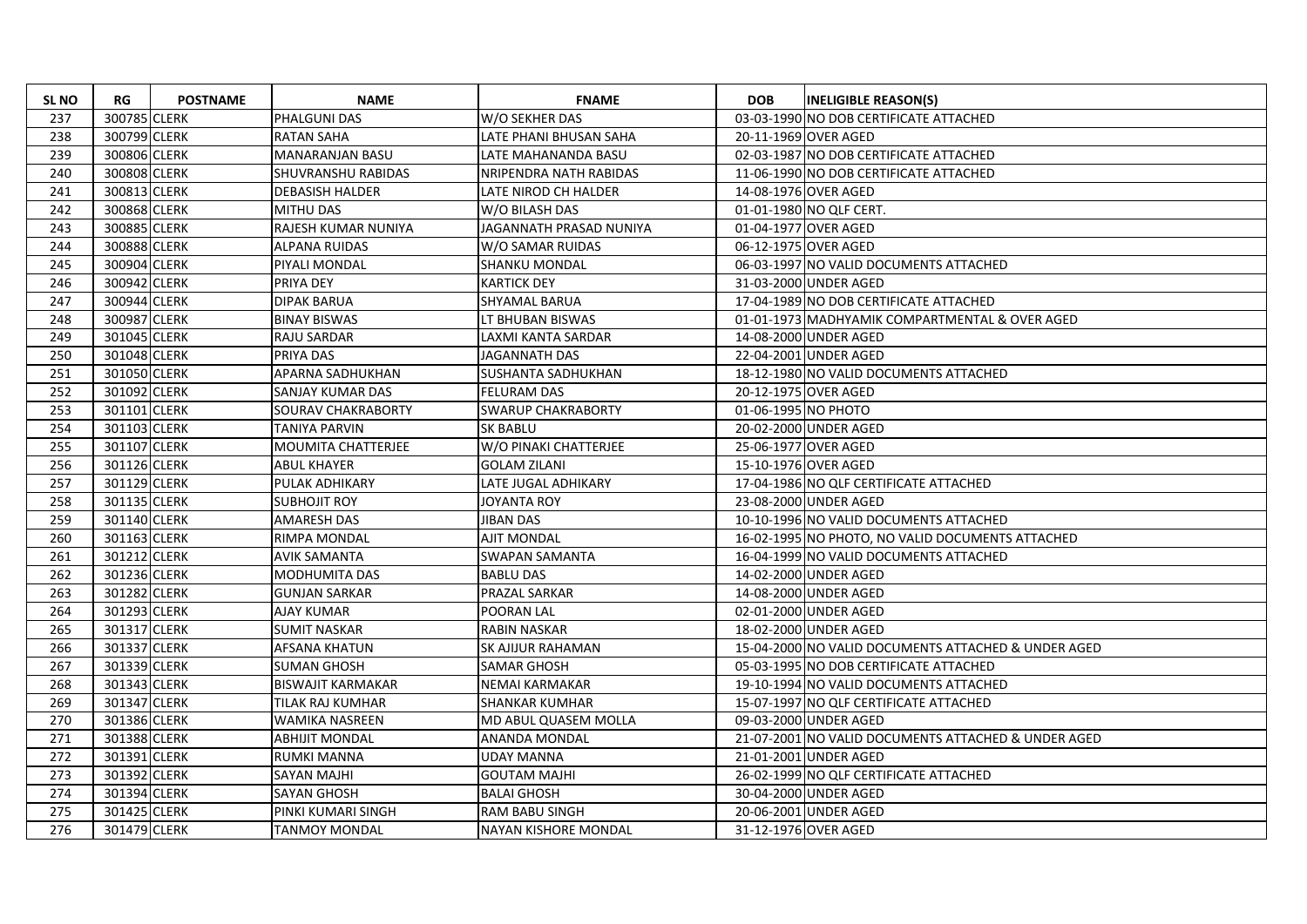| SL NO | RG | POSTNAME | NAME | FNAME | DOB | INELIGIBLE REASON(S) |
|---|---|---|---|---|---|---|
| 237 | 300785 | CLERK | PHALGUNI DAS | W/O SEKHER DAS | 03-03-1990 | NO DOB CERTIFICATE ATTACHED |
| 238 | 300799 | CLERK | RATAN SAHA | LATE PHANI BHUSAN SAHA | 20-11-1969 | OVER AGED |
| 239 | 300806 | CLERK | MANARANJAN BASU | LATE MAHANANDA BASU | 02-03-1987 | NO DOB CERTIFICATE ATTACHED |
| 240 | 300808 | CLERK | SHUVRANSHU RABIDAS | NRIPENDRA NATH RABIDAS | 11-06-1990 | NO DOB CERTIFICATE ATTACHED |
| 241 | 300813 | CLERK | DEBASISH HALDER | LATE NIROD CH HALDER | 14-08-1976 | OVER AGED |
| 242 | 300868 | CLERK | MITHU DAS | W/O BILASH DAS | 01-01-1980 | NO QLF CERT. |
| 243 | 300885 | CLERK | RAJESH KUMAR NUNIYA | JAGANNATH PRASAD NUNIYA | 01-04-1977 | OVER AGED |
| 244 | 300888 | CLERK | ALPANA RUIDAS | W/O SAMAR RUIDAS | 06-12-1975 | OVER AGED |
| 245 | 300904 | CLERK | PIYALI MONDAL | SHANKU MONDAL | 06-03-1997 | NO VALID DOCUMENTS ATTACHED |
| 246 | 300942 | CLERK | PRIYA DEY | KARTICK DEY | 31-03-2000 | UNDER AGED |
| 247 | 300944 | CLERK | DIPAK BARUA | SHYAMAL BARUA | 17-04-1989 | NO DOB CERTIFICATE ATTACHED |
| 248 | 300987 | CLERK | BINAY BISWAS | LT BHUBAN BISWAS | 01-01-1973 | MADHYAMIK COMPARTMENTAL & OVER AGED |
| 249 | 301045 | CLERK | RAJU SARDAR | LAXMI KANTA SARDAR | 14-08-2000 | UNDER AGED |
| 250 | 301048 | CLERK | PRIYA DAS | JAGANNATH DAS | 22-04-2001 | UNDER AGED |
| 251 | 301050 | CLERK | APARNA SADHUKHAN | SUSHANTA SADHUKHAN | 18-12-1980 | NO VALID DOCUMENTS ATTACHED |
| 252 | 301092 | CLERK | SANJAY KUMAR DAS | FELURAM DAS | 20-12-1975 | OVER AGED |
| 253 | 301101 | CLERK | SOURAV CHAKRABORTY | SWARUP CHAKRABORTY | 01-06-1995 | NO PHOTO |
| 254 | 301103 | CLERK | TANIYA PARVIN | SK BABLU | 20-02-2000 | UNDER AGED |
| 255 | 301107 | CLERK | MOUMITA CHATTERJEE | W/O PINAKI CHATTERJEE | 25-06-1977 | OVER AGED |
| 256 | 301126 | CLERK | ABUL KHAYER | GOLAM ZILANI | 15-10-1976 | OVER AGED |
| 257 | 301129 | CLERK | PULAK ADHIKARY | LATE JUGAL ADHIKARY | 17-04-1986 | NO QLF CERTIFICATE ATTACHED |
| 258 | 301135 | CLERK | SUBHOJIT ROY | JOYANTA ROY | 23-08-2000 | UNDER AGED |
| 259 | 301140 | CLERK | AMARESH DAS | JIBAN DAS | 10-10-1996 | NO VALID DOCUMENTS ATTACHED |
| 260 | 301163 | CLERK | RIMPA MONDAL | AJIT MONDAL | 16-02-1995 | NO PHOTO, NO VALID DOCUMENTS ATTACHED |
| 261 | 301212 | CLERK | AVIK SAMANTA | SWAPAN SAMANTA | 16-04-1999 | NO VALID DOCUMENTS ATTACHED |
| 262 | 301236 | CLERK | MODHUMITA DAS | BABLU DAS | 14-02-2000 | UNDER AGED |
| 263 | 301282 | CLERK | GUNJAN SARKAR | PRAZAL SARKAR | 14-08-2000 | UNDER AGED |
| 264 | 301293 | CLERK | AJAY KUMAR | POORAN LAL | 02-01-2000 | UNDER AGED |
| 265 | 301317 | CLERK | SUMIT NASKAR | RABIN NASKAR | 18-02-2000 | UNDER AGED |
| 266 | 301337 | CLERK | AFSANA KHATUN | SK AJIJUR RAHAMAN | 15-04-2000 | NO VALID DOCUMENTS ATTACHED & UNDER AGED |
| 267 | 301339 | CLERK | SUMAN GHOSH | SAMAR GHOSH | 05-03-1995 | NO DOB CERTIFICATE ATTACHED |
| 268 | 301343 | CLERK | BISWAJIT KARMAKAR | NEMAI KARMAKAR | 19-10-1994 | NO VALID DOCUMENTS ATTACHED |
| 269 | 301347 | CLERK | TILAK RAJ KUMHAR | SHANKAR KUMHAR | 15-07-1997 | NO QLF CERTIFICATE ATTACHED |
| 270 | 301386 | CLERK | WAMIKA NASREEN | MD ABUL QUASEM MOLLA | 09-03-2000 | UNDER AGED |
| 271 | 301388 | CLERK | ABHIJIT MONDAL | ANANDA MONDAL | 21-07-2001 | NO VALID DOCUMENTS ATTACHED & UNDER AGED |
| 272 | 301391 | CLERK | RUMKI MANNA | UDAY MANNA | 21-01-2001 | UNDER AGED |
| 273 | 301392 | CLERK | SAYAN MAJHI | GOUTAM MAJHI | 26-02-1999 | NO QLF CERTIFICATE ATTACHED |
| 274 | 301394 | CLERK | SAYAN GHOSH | BALAI GHOSH | 30-04-2000 | UNDER AGED |
| 275 | 301425 | CLERK | PINKI KUMARI SINGH | RAM BABU SINGH | 20-06-2001 | UNDER AGED |
| 276 | 301479 | CLERK | TANMOY MONDAL | NAYAN KISHORE MONDAL | 31-12-1976 | OVER AGED |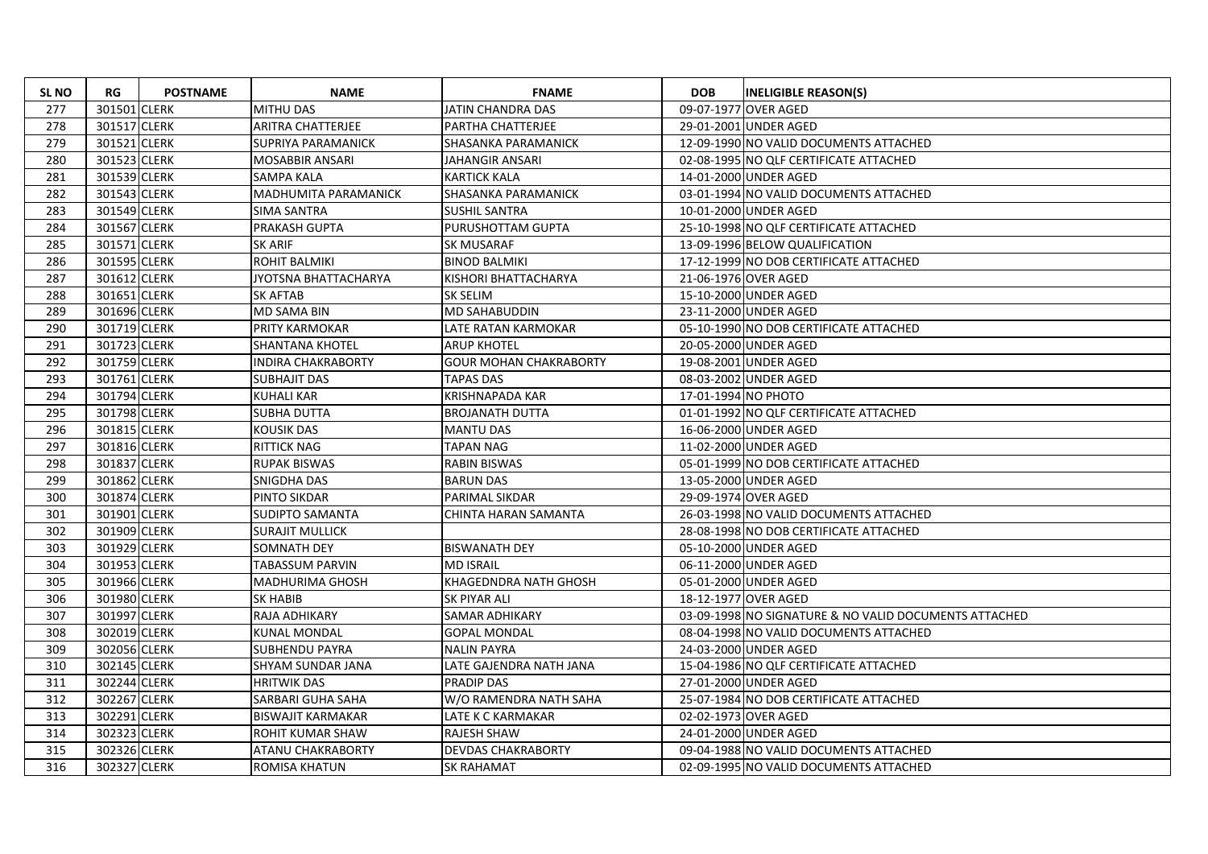| SL NO | RG | POSTNAME | NAME | FNAME | DOB | INELIGIBLE REASON(S) |
|---|---|---|---|---|---|---|
| 277 | 301501 | CLERK | MITHU DAS | JATIN CHANDRA DAS | 09-07-1977 | OVER AGED |
| 278 | 301517 | CLERK | ARITRA CHATTERJEE | PARTHA CHATTERJEE | 29-01-2001 | UNDER AGED |
| 279 | 301521 | CLERK | SUPRIYA PARAMANICK | SHASANKA PARAMANICK | 12-09-1990 | NO VALID DOCUMENTS ATTACHED |
| 280 | 301523 | CLERK | MOSABBIR ANSARI | JAHANGIR ANSARI | 02-08-1995 | NO QLF CERTIFICATE ATTACHED |
| 281 | 301539 | CLERK | SAMPA KALA | KARTICK KALA | 14-01-2000 | UNDER AGED |
| 282 | 301543 | CLERK | MADHUMITA PARAMANICK | SHASANKA PARAMANICK | 03-01-1994 | NO VALID DOCUMENTS ATTACHED |
| 283 | 301549 | CLERK | SIMA SANTRA | SUSHIL SANTRA | 10-01-2000 | UNDER AGED |
| 284 | 301567 | CLERK | PRAKASH GUPTA | PURUSHOTTAM GUPTA | 25-10-1998 | NO QLF CERTIFICATE ATTACHED |
| 285 | 301571 | CLERK | SK ARIF | SK MUSARAF | 13-09-1996 | BELOW QUALIFICATION |
| 286 | 301595 | CLERK | ROHIT BALMIKI | BINOD BALMIKI | 17-12-1999 | NO DOB CERTIFICATE ATTACHED |
| 287 | 301612 | CLERK | JYOTSNA BHATTACHARYA | KISHORI BHATTACHARYA | 21-06-1976 | OVER AGED |
| 288 | 301651 | CLERK | SK AFTAB | SK SELIM | 15-10-2000 | UNDER AGED |
| 289 | 301696 | CLERK | MD SAMA BIN | MD SAHABUDDIN | 23-11-2000 | UNDER AGED |
| 290 | 301719 | CLERK | PRITY KARMOKAR | LATE RATAN KARMOKAR | 05-10-1990 | NO DOB CERTIFICATE ATTACHED |
| 291 | 301723 | CLERK | SHANTANA KHOTEL | ARUP KHOTEL | 20-05-2000 | UNDER AGED |
| 292 | 301759 | CLERK | INDIRA CHAKRABORTY | GOUR MOHAN CHAKRABORTY | 19-08-2001 | UNDER AGED |
| 293 | 301761 | CLERK | SUBHAJIT DAS | TAPAS DAS | 08-03-2002 | UNDER AGED |
| 294 | 301794 | CLERK | KUHALI KAR | KRISHNAPADA KAR | 17-01-1994 | NO PHOTO |
| 295 | 301798 | CLERK | SUBHA DUTTA | BROJANATH DUTTA | 01-01-1992 | NO QLF CERTIFICATE ATTACHED |
| 296 | 301815 | CLERK | KOUSIK DAS | MANTU DAS | 16-06-2000 | UNDER AGED |
| 297 | 301816 | CLERK | RITTICK NAG | TAPAN NAG | 11-02-2000 | UNDER AGED |
| 298 | 301837 | CLERK | RUPAK BISWAS | RABIN BISWAS | 05-01-1999 | NO DOB CERTIFICATE ATTACHED |
| 299 | 301862 | CLERK | SNIGDHA DAS | BARUN DAS | 13-05-2000 | UNDER AGED |
| 300 | 301874 | CLERK | PINTO SIKDAR | PARIMAL SIKDAR | 29-09-1974 | OVER AGED |
| 301 | 301901 | CLERK | SUDIPTO SAMANTA | CHINTA HARAN SAMANTA | 26-03-1998 | NO VALID DOCUMENTS ATTACHED |
| 302 | 301909 | CLERK | SURAJIT MULLICK | | 28-08-1998 | NO DOB CERTIFICATE ATTACHED |
| 303 | 301929 | CLERK | SOMNATH DEY | BISWANATH DEY | 05-10-2000 | UNDER AGED |
| 304 | 301953 | CLERK | TABASSUM PARVIN | MD ISRAIL | 06-11-2000 | UNDER AGED |
| 305 | 301966 | CLERK | MADHURIMA GHOSH | KHAGEDNDRA NATH GHOSH | 05-01-2000 | UNDER AGED |
| 306 | 301980 | CLERK | SK HABIB | SK PIYAR ALI | 18-12-1977 | OVER AGED |
| 307 | 301997 | CLERK | RAJA ADHIKARY | SAMAR ADHIKARY | 03-09-1998 | NO SIGNATURE & NO VALID DOCUMENTS ATTACHED |
| 308 | 302019 | CLERK | KUNAL MONDAL | GOPAL MONDAL | 08-04-1998 | NO VALID DOCUMENTS ATTACHED |
| 309 | 302056 | CLERK | SUBHENDU PAYRA | NALIN PAYRA | 24-03-2000 | UNDER AGED |
| 310 | 302145 | CLERK | SHYAM SUNDAR JANA | LATE GAJENDRA NATH JANA | 15-04-1986 | NO QLF CERTIFICATE ATTACHED |
| 311 | 302244 | CLERK | HRITWIK DAS | PRADIP DAS | 27-01-2000 | UNDER AGED |
| 312 | 302267 | CLERK | SARBARI GUHA SAHA | W/O RAMENDRA NATH SAHA | 25-07-1984 | NO DOB CERTIFICATE ATTACHED |
| 313 | 302291 | CLERK | BISWAJIT KARMAKAR | LATE K C KARMAKAR | 02-02-1973 | OVER AGED |
| 314 | 302323 | CLERK | ROHIT KUMAR SHAW | RAJESH SHAW | 24-01-2000 | UNDER AGED |
| 315 | 302326 | CLERK | ATANU CHAKRABORTY | DEVDAS CHAKRABORTY | 09-04-1988 | NO VALID DOCUMENTS ATTACHED |
| 316 | 302327 | CLERK | ROMISA KHATUN | SK RAHAMAT | 02-09-1995 | NO VALID DOCUMENTS ATTACHED |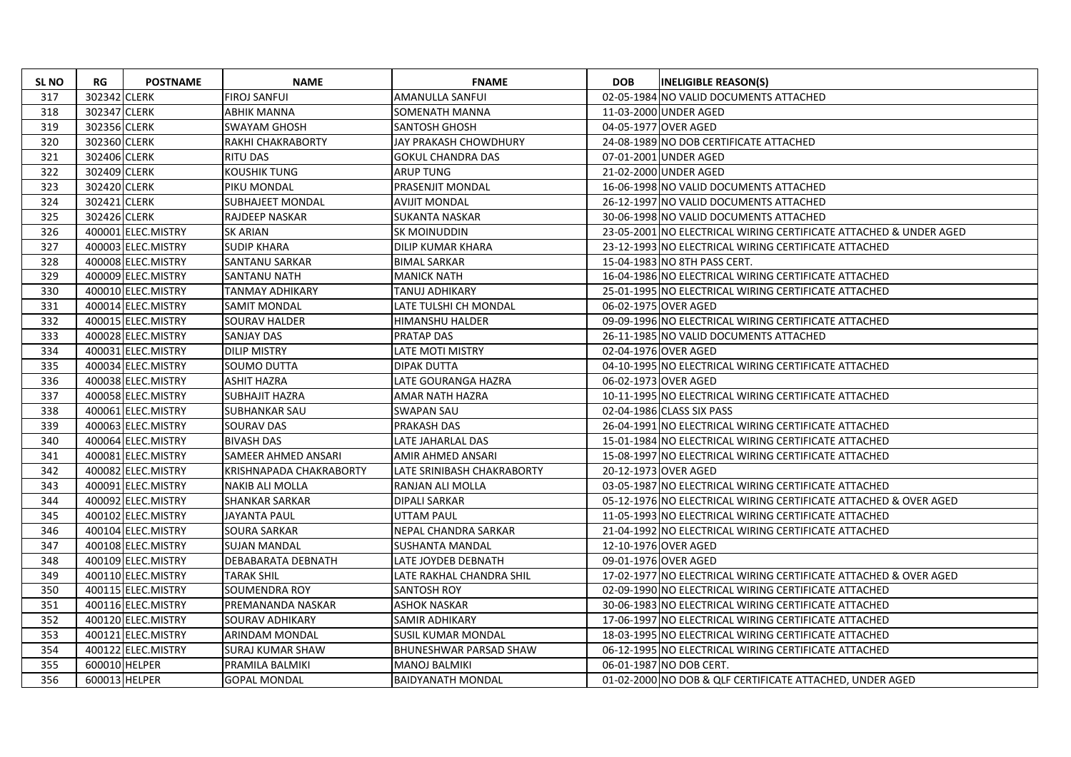| SL NO | RG | POSTNAME | NAME | FNAME | DOB | INELIGIBLE REASON(S) |
|---|---|---|---|---|---|---|
| 317 | 302342 | CLERK | FIROJ SANFUI | AMANULLA SANFUI | 02-05-1984 | NO VALID DOCUMENTS ATTACHED |
| 318 | 302347 | CLERK | ABHIK MANNA | SOMENATH MANNA | 11-03-2000 | UNDER AGED |
| 319 | 302356 | CLERK | SWAYAM GHOSH | SANTOSH GHOSH | 04-05-1977 | OVER AGED |
| 320 | 302360 | CLERK | RAKHI CHAKRABORTY | JAY PRAKASH CHOWDHURY | 24-08-1989 | NO DOB CERTIFICATE ATTACHED |
| 321 | 302406 | CLERK | RITU DAS | GOKUL CHANDRA DAS | 07-01-2001 | UNDER AGED |
| 322 | 302409 | CLERK | KOUSHIK TUNG | ARUP TUNG | 21-02-2000 | UNDER AGED |
| 323 | 302420 | CLERK | PIKU MONDAL | PRASENJIT MONDAL | 16-06-1998 | NO VALID DOCUMENTS ATTACHED |
| 324 | 302421 | CLERK | SUBHAJEET MONDAL | AVIJIT MONDAL | 26-12-1997 | NO VALID DOCUMENTS ATTACHED |
| 325 | 302426 | CLERK | RAJDEEP NASKAR | SUKANTA NASKAR | 30-06-1998 | NO VALID DOCUMENTS ATTACHED |
| 326 | 400001 | ELEC.MISTRY | SK ARIAN | SK MOINUDDIN | 23-05-2001 | NO ELECTRICAL WIRING CERTIFICATE ATTACHED & UNDER AGED |
| 327 | 400003 | ELEC.MISTRY | SUDIP KHARA | DILIP KUMAR KHARA | 23-12-1993 | NO ELECTRICAL WIRING CERTIFICATE ATTACHED |
| 328 | 400008 | ELEC.MISTRY | SANTANU SARKAR | BIMAL SARKAR | 15-04-1983 | NO 8TH PASS CERT. |
| 329 | 400009 | ELEC.MISTRY | SANTANU NATH | MANICK NATH | 16-04-1986 | NO ELECTRICAL WIRING CERTIFICATE ATTACHED |
| 330 | 400010 | ELEC.MISTRY | TANMAY ADHIKARY | TANUJ ADHIKARY | 25-01-1995 | NO ELECTRICAL WIRING CERTIFICATE ATTACHED |
| 331 | 400014 | ELEC.MISTRY | SAMIT MONDAL | LATE TULSHI CH MONDAL | 06-02-1975 | OVER AGED |
| 332 | 400015 | ELEC.MISTRY | SOURAV HALDER | HIMANSHU HALDER | 09-09-1996 | NO ELECTRICAL WIRING CERTIFICATE ATTACHED |
| 333 | 400028 | ELEC.MISTRY | SANJAY DAS | PRATAP DAS | 26-11-1985 | NO VALID DOCUMENTS ATTACHED |
| 334 | 400031 | ELEC.MISTRY | DILIP MISTRY | LATE MOTI MISTRY | 02-04-1976 | OVER AGED |
| 335 | 400034 | ELEC.MISTRY | SOUMO DUTTA | DIPAK DUTTA | 04-10-1995 | NO ELECTRICAL WIRING CERTIFICATE ATTACHED |
| 336 | 400038 | ELEC.MISTRY | ASHIT HAZRA | LATE GOURANGA HAZRA | 06-02-1973 | OVER AGED |
| 337 | 400058 | ELEC.MISTRY | SUBHAJIT HAZRA | AMAR NATH HAZRA | 10-11-1995 | NO ELECTRICAL WIRING CERTIFICATE ATTACHED |
| 338 | 400061 | ELEC.MISTRY | SUBHANKAR SAU | SWAPAN SAU | 02-04-1986 | CLASS SIX PASS |
| 339 | 400063 | ELEC.MISTRY | SOURAV DAS | PRAKASH DAS | 26-04-1991 | NO ELECTRICAL WIRING CERTIFICATE ATTACHED |
| 340 | 400064 | ELEC.MISTRY | BIVASH DAS | LATE JAHARLAL DAS | 15-01-1984 | NO ELECTRICAL WIRING CERTIFICATE ATTACHED |
| 341 | 400081 | ELEC.MISTRY | SAMEER AHMED ANSARI | AMIR AHMED ANSARI | 15-08-1997 | NO ELECTRICAL WIRING CERTIFICATE ATTACHED |
| 342 | 400082 | ELEC.MISTRY | KRISHNAPADA CHAKRABORTY | LATE SRINIBASH CHAKRABORTY | 20-12-1973 | OVER AGED |
| 343 | 400091 | ELEC.MISTRY | NAKIB ALI MOLLA | RANJAN ALI MOLLA | 03-05-1987 | NO ELECTRICAL WIRING CERTIFICATE ATTACHED |
| 344 | 400092 | ELEC.MISTRY | SHANKAR SARKAR | DIPALI SARKAR | 05-12-1976 | NO ELECTRICAL WIRING CERTIFICATE ATTACHED & OVER AGED |
| 345 | 400102 | ELEC.MISTRY | JAYANTA PAUL | UTTAM PAUL | 11-05-1993 | NO ELECTRICAL WIRING CERTIFICATE ATTACHED |
| 346 | 400104 | ELEC.MISTRY | SOURA SARKAR | NEPAL CHANDRA SARKAR | 21-04-1992 | NO ELECTRICAL WIRING CERTIFICATE ATTACHED |
| 347 | 400108 | ELEC.MISTRY | SUJAN MANDAL | SUSHANTA MANDAL | 12-10-1976 | OVER AGED |
| 348 | 400109 | ELEC.MISTRY | DEBABARATA DEBNATH | LATE JOYDEB DEBNATH | 09-01-1976 | OVER AGED |
| 349 | 400110 | ELEC.MISTRY | TARAK SHIL | LATE RAKHAL CHANDRA SHIL | 17-02-1977 | NO ELECTRICAL WIRING CERTIFICATE ATTACHED & OVER AGED |
| 350 | 400115 | ELEC.MISTRY | SOUMENDRA ROY | SANTOSH ROY | 02-09-1990 | NO ELECTRICAL WIRING CERTIFICATE ATTACHED |
| 351 | 400116 | ELEC.MISTRY | PREMANANDA NASKAR | ASHOK NASKAR | 30-06-1983 | NO ELECTRICAL WIRING CERTIFICATE ATTACHED |
| 352 | 400120 | ELEC.MISTRY | SOURAV ADHIKARY | SAMIR ADHIKARY | 17-06-1997 | NO ELECTRICAL WIRING CERTIFICATE ATTACHED |
| 353 | 400121 | ELEC.MISTRY | ARINDAM MONDAL | SUSIL KUMAR MONDAL | 18-03-1995 | NO ELECTRICAL WIRING CERTIFICATE ATTACHED |
| 354 | 400122 | ELEC.MISTRY | SURAJ KUMAR SHAW | BHUNESHWAR PARSAD SHAW | 06-12-1995 | NO ELECTRICAL WIRING CERTIFICATE ATTACHED |
| 355 | 600010 | HELPER | PRAMILA BALMIKI | MANOJ BALMIKI | 06-01-1987 | NO DOB CERT. |
| 356 | 600013 | HELPER | GOPAL MONDAL | BAIDYANATH MONDAL | 01-02-2000 | NO DOB & QLF CERTIFICATE ATTACHED, UNDER AGED |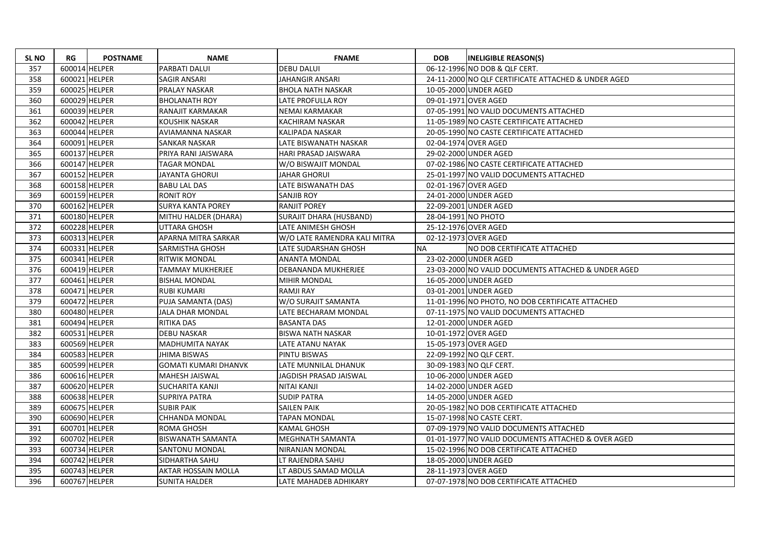| SL NO | RG | POSTNAME | NAME | FNAME | DOB | INELIGIBLE REASON(S) |
|---|---|---|---|---|---|---|
| 357 | 600014 | HELPER | PARBATI DALUI | DEBU DALUI | 06-12-1996 | NO DOB & QLF CERT. |
| 358 | 600021 | HELPER | SAGIR ANSARI | JAHANGIR ANSARI | 24-11-2000 | NO QLF CERTIFICATE ATTACHED & UNDER AGED |
| 359 | 600025 | HELPER | PRALAY NASKAR | BHOLA NATH NASKAR | 10-05-2000 | UNDER AGED |
| 360 | 600029 | HELPER | BHOLANATH ROY | LATE PROFULLA ROY | 09-01-1971 | OVER AGED |
| 361 | 600039 | HELPER | RANAJIT KARMAKAR | NEMAI KARMAKAR | 07-05-1991 | NO VALID DOCUMENTS ATTACHED |
| 362 | 600042 | HELPER | KOUSHIK NASKAR | KACHIRAM NASKAR | 11-05-1989 | NO CASTE CERTIFICATE ATTACHED |
| 363 | 600044 | HELPER | AVIAMANNA NASKAR | KALIPADA NASKAR | 20-05-1990 | NO CASTE CERTIFICATE ATTACHED |
| 364 | 600091 | HELPER | SANKAR NASKAR | LATE BISWANATH NASKAR | 02-04-1974 | OVER AGED |
| 365 | 600137 | HELPER | PRIYA RANI JAISWARA | HARI PRASAD JAISWARA | 29-02-2000 | UNDER AGED |
| 366 | 600147 | HELPER | TAGAR MONDAL | W/O BISWAJIT MONDAL | 07-02-1986 | NO CASTE CERTIFICATE ATTACHED |
| 367 | 600152 | HELPER | JAYANTA GHORUI | JAHAR GHORUI | 25-01-1997 | NO VALID DOCUMENTS ATTACHED |
| 368 | 600158 | HELPER | BABU LAL DAS | LATE BISWANATH DAS | 02-01-1967 | OVER AGED |
| 369 | 600159 | HELPER | RONIT ROY | SANJIB ROY | 24-01-2000 | UNDER AGED |
| 370 | 600162 | HELPER | SURYA KANTA POREY | RANJIT POREY | 22-09-2001 | UNDER AGED |
| 371 | 600180 | HELPER | MITHU HALDER (DHARA) | SURAJIT DHARA (HUSBAND) | 28-04-1991 | NO PHOTO |
| 372 | 600228 | HELPER | UTTARA GHOSH | LATE ANIMESH GHOSH | 25-12-1976 | OVER AGED |
| 373 | 600313 | HELPER | APARNA MITRA SARKAR | W/O LATE RAMENDRA KALI MITRA | 02-12-1973 | OVER AGED |
| 374 | 600331 | HELPER | SARMISTHA GHOSH | LATE SUDARSHAN GHOSH | NA | NO DOB CERTIFICATE ATTACHED |
| 375 | 600341 | HELPER | RITWIK MONDAL | ANANTA MONDAL | 23-02-2000 | UNDER AGED |
| 376 | 600419 | HELPER | TAMMAY MUKHERJEE | DEBANANDA MUKHERJEE | 23-03-2000 | NO VALID DOCUMENTS ATTACHED & UNDER AGED |
| 377 | 600461 | HELPER | BISHAL MONDAL | MIHIR MONDAL | 16-05-2000 | UNDER AGED |
| 378 | 600471 | HELPER | RUBI KUMARI | RAMJI RAY | 03-01-2001 | UNDER AGED |
| 379 | 600472 | HELPER | PUJA SAMANTA (DAS) | W/O SURAJIT SAMANTA | 11-01-1996 | NO PHOTO, NO DOB CERTIFICATE ATTACHED |
| 380 | 600480 | HELPER | JALA DHAR MONDAL | LATE BECHARAM MONDAL | 07-11-1975 | NO VALID DOCUMENTS ATTACHED |
| 381 | 600494 | HELPER | RITIKA DAS | BASANTA DAS | 12-01-2000 | UNDER AGED |
| 382 | 600531 | HELPER | DEBU NASKAR | BISWA NATH NASKAR | 10-01-1972 | OVER AGED |
| 383 | 600569 | HELPER | MADHUMITA NAYAK | LATE ATANU NAYAK | 15-05-1973 | OVER AGED |
| 384 | 600583 | HELPER | JHIMA BISWAS | PINTU BISWAS | 22-09-1992 | NO QLF CERT. |
| 385 | 600599 | HELPER | GOMATI KUMARI DHANVK | LATE MUNNILAL DHANUK | 30-09-1983 | NO QLF CERT. |
| 386 | 600616 | HELPER | MAHESH JAISWAL | JAGDISH PRASAD JAISWAL | 10-06-2000 | UNDER AGED |
| 387 | 600620 | HELPER | SUCHARITA KANJI | NITAI KANJI | 14-02-2000 | UNDER AGED |
| 388 | 600638 | HELPER | SUPRIYA PATRA | SUDIP PATRA | 14-05-2000 | UNDER AGED |
| 389 | 600675 | HELPER | SUBIR PAIK | SAILEN PAIK | 20-05-1982 | NO DOB CERTIFICATE ATTACHED |
| 390 | 600690 | HELPER | CHHANDA MONDAL | TAPAN MONDAL | 15-07-1998 | NO CASTE CERT. |
| 391 | 600701 | HELPER | ROMA GHOSH | KAMAL GHOSH | 07-09-1979 | NO VALID DOCUMENTS ATTACHED |
| 392 | 600702 | HELPER | BISWANATH SAMANTA | MEGHNATH SAMANTA | 01-01-1977 | NO VALID DOCUMENTS ATTACHED & OVER AGED |
| 393 | 600734 | HELPER | SANTONU MONDAL | NIRANJAN MONDAL | 15-02-1996 | NO DOB CERTIFICATE ATTACHED |
| 394 | 600742 | HELPER | SIDHARTHA SAHU | LT RAJENDRA SAHU | 18-05-2000 | UNDER AGED |
| 395 | 600743 | HELPER | AKTAR HOSSAIN MOLLA | LT ABDUS SAMAD MOLLA | 28-11-1973 | OVER AGED |
| 396 | 600767 | HELPER | SUNITA HALDER | LATE MAHADEB ADHIKARY | 07-07-1978 | NO DOB CERTIFICATE ATTACHED |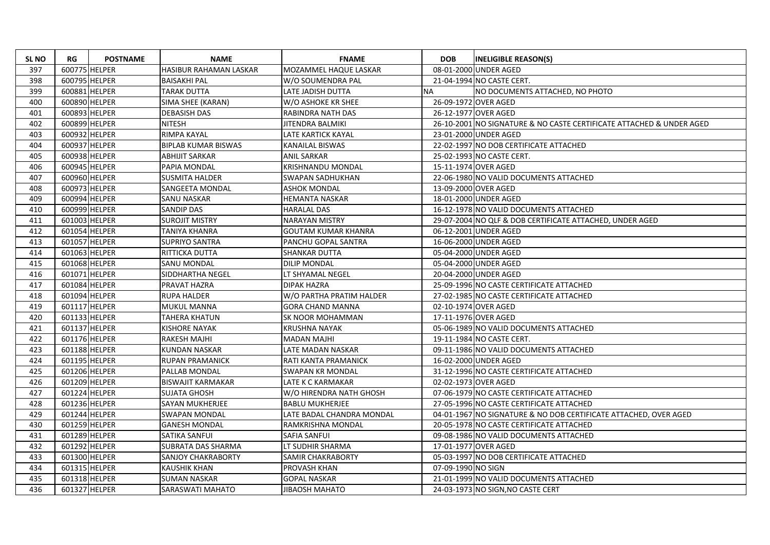| SL NO | RG | POSTNAME | NAME | FNAME | DOB | INELIGIBLE REASON(S) |
|---|---|---|---|---|---|---|
| 397 | 600775 | HELPER | HASIBUR RAHAMAN LASKAR | MOZAMMEL HAQUE LASKAR | 08-01-2000 | UNDER AGED |
| 398 | 600795 | HELPER | BAISAKHI PAL | W/O SOUMENDRA PAL | 21-04-1994 | NO CASTE CERT. |
| 399 | 600881 | HELPER | TARAK DUTTA | LATE JADISH DUTTA | NA | NO DOCUMENTS ATTACHED, NO PHOTO |
| 400 | 600890 | HELPER | SIMA SHEE (KARAN) | W/O ASHOKE KR SHEE | 26-09-1972 | OVER AGED |
| 401 | 600893 | HELPER | DEBASISH DAS | RABINDRA NATH DAS | 26-12-1977 | OVER AGED |
| 402 | 600899 | HELPER | NITESH | JITENDRA BALMIKI | 26-10-2001 | NO SIGNATURE & NO CASTE CERTIFICATE ATTACHED & UNDER AGED |
| 403 | 600932 | HELPER | RIMPA KAYAL | LATE KARTICK KAYAL | 23-01-2000 | UNDER AGED |
| 404 | 600937 | HELPER | BIPLAB KUMAR BISWAS | KANAILAL BISWAS | 22-02-1997 | NO DOB CERTIFICATE ATTACHED |
| 405 | 600938 | HELPER | ABHIJIT SARKAR | ANIL SARKAR | 25-02-1993 | NO CASTE CERT. |
| 406 | 600945 | HELPER | PAPIA MONDAL | KRISHNANDU MONDAL | 15-11-1974 | OVER AGED |
| 407 | 600960 | HELPER | SUSMITA HALDER | SWAPAN SADHUKHAN | 22-06-1980 | NO VALID DOCUMENTS ATTACHED |
| 408 | 600973 | HELPER | SANGEETA MONDAL | ASHOK MONDAL | 13-09-2000 | OVER AGED |
| 409 | 600994 | HELPER | SANU NASKAR | HEMANTA NASKAR | 18-01-2000 | UNDER AGED |
| 410 | 600999 | HELPER | SANDIP DAS | HARALAL DAS | 16-12-1978 | NO VALID DOCUMENTS ATTACHED |
| 411 | 601003 | HELPER | SUROJIT MISTRY | NARAYAN MISTRY | 29-07-2004 | NO QLF & DOB CERTIFICATE ATTACHED, UNDER AGED |
| 412 | 601054 | HELPER | TANIYA KHANRA | GOUTAM KUMAR KHANRA | 06-12-2001 | UNDER AGED |
| 413 | 601057 | HELPER | SUPRIYO SANTRA | PANCHU GOPAL SANTRA | 16-06-2000 | UNDER AGED |
| 414 | 601063 | HELPER | RITTICKA DUTTA | SHANKAR DUTTA | 05-04-2000 | UNDER AGED |
| 415 | 601068 | HELPER | SANU MONDAL | DILIP MONDAL | 05-04-2000 | UNDER AGED |
| 416 | 601071 | HELPER | SIDDHARTHA NEGEL | LT SHYAMAL NEGEL | 20-04-2000 | UNDER AGED |
| 417 | 601084 | HELPER | PRAVAT HAZRA | DIPAK HAZRA | 25-09-1996 | NO CASTE CERTIFICATE ATTACHED |
| 418 | 601094 | HELPER | RUPA HALDER | W/O PARTHA PRATIM HALDER | 27-02-1985 | NO CASTE CERTIFICATE ATTACHED |
| 419 | 601117 | HELPER | MUKUL MANNA | GORA CHAND MANNA | 02-10-1974 | OVER AGED |
| 420 | 601133 | HELPER | TAHERA KHATUN | SK NOOR MOHAMMAN | 17-11-1976 | OVER AGED |
| 421 | 601137 | HELPER | KISHORE NAYAK | KRUSHNA NAYAK | 05-06-1989 | NO VALID DOCUMENTS ATTACHED |
| 422 | 601176 | HELPER | RAKESH MAJHI | MADAN MAJHI | 19-11-1984 | NO CASTE CERT. |
| 423 | 601188 | HELPER | KUNDAN NASKAR | LATE MADAN NASKAR | 09-11-1986 | NO VALID DOCUMENTS ATTACHED |
| 424 | 601195 | HELPER | RUPAN PRAMANICK | RATI KANTA PRAMANICK | 16-02-2000 | UNDER AGED |
| 425 | 601206 | HELPER | PALLAB MONDAL | SWAPAN KR MONDAL | 31-12-1996 | NO CASTE CERTIFICATE ATTACHED |
| 426 | 601209 | HELPER | BISWAJIT KARMAKAR | LATE K C KARMAKAR | 02-02-1973 | OVER AGED |
| 427 | 601224 | HELPER | SUJATA GHOSH | W/O HIRENDRA NATH GHOSH | 07-06-1979 | NO CASTE CERTIFICATE ATTACHED |
| 428 | 601236 | HELPER | SAYAN MUKHERJEE | BABLU MUKHERJEE | 27-05-1996 | NO CASTE CERTIFICATE ATTACHED |
| 429 | 601244 | HELPER | SWAPAN MONDAL | LATE BADAL CHANDRA MONDAL | 04-01-1967 | NO SIGNATURE & NO DOB CERTIFICATE ATTACHED, OVER AGED |
| 430 | 601259 | HELPER | GANESH MONDAL | RAMKRISHNA MONDAL | 20-05-1978 | NO CASTE CERTIFICATE ATTACHED |
| 431 | 601289 | HELPER | SATIKA SANFUI | SAFIA SANFUI | 09-08-1986 | NO VALID DOCUMENTS ATTACHED |
| 432 | 601292 | HELPER | SUBRATA DAS SHARMA | LT SUDHIR SHARMA | 17-01-1977 | OVER AGED |
| 433 | 601300 | HELPER | SANJOY CHAKRABORTY | SAMIR CHAKRABORTY | 05-03-1997 | NO DOB CERTIFICATE ATTACHED |
| 434 | 601315 | HELPER | KAUSHIK KHAN | PROVASH KHAN | 07-09-1990 | NO SIGN |
| 435 | 601318 | HELPER | SUMAN NASKAR | GOPAL NASKAR | 21-01-1999 | NO VALID DOCUMENTS ATTACHED |
| 436 | 601327 | HELPER | SARASWATI MAHATO | JIBAOSH MAHATO | 24-03-1973 | NO SIGN,NO CASTE CERT |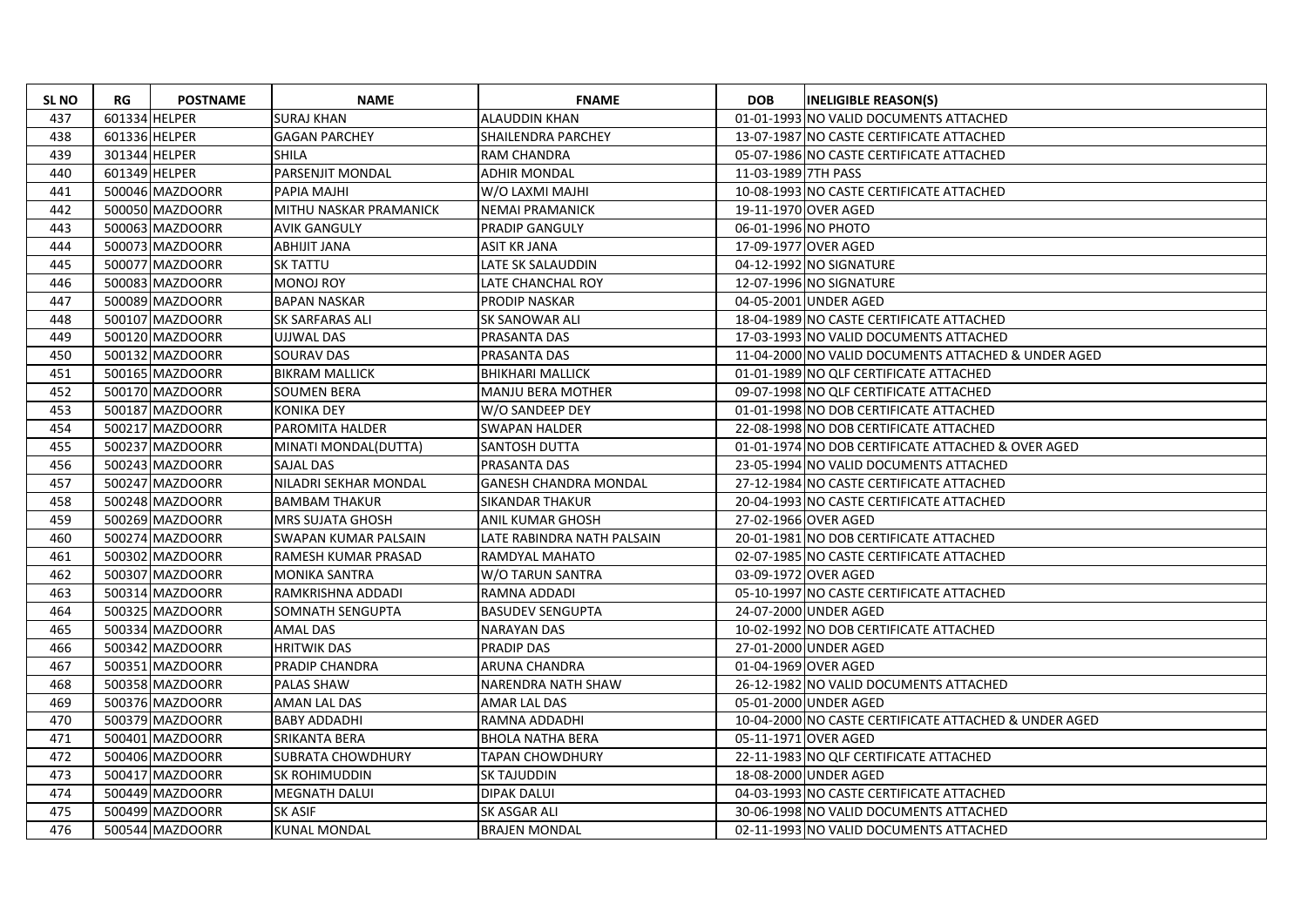| SL NO | RG | POSTNAME | NAME | FNAME | DOB | INELIGIBLE REASON(S) |
| --- | --- | --- | --- | --- | --- | --- |
| 437 | 601334 | HELPER | SURAJ KHAN | ALAUDDIN KHAN | 01-01-1993 | NO VALID DOCUMENTS ATTACHED |
| 438 | 601336 | HELPER | GAGAN PARCHEY | SHAILENDRA PARCHEY | 13-07-1987 | NO CASTE CERTIFICATE ATTACHED |
| 439 | 301344 | HELPER | SHILA | RAM CHANDRA | 05-07-1986 | NO CASTE CERTIFICATE ATTACHED |
| 440 | 601349 | HELPER | PARSENJIT MONDAL | ADHIR MONDAL | 11-03-1989 | 7TH PASS |
| 441 | 500046 | MAZDOORR | PAPIA MAJHI | W/O LAXMI MAJHI | 10-08-1993 | NO CASTE CERTIFICATE ATTACHED |
| 442 | 500050 | MAZDOORR | MITHU NASKAR PRAMANICK | NEMAI PRAMANICK | 19-11-1970 | OVER AGED |
| 443 | 500063 | MAZDOORR | AVIK GANGULY | PRADIP GANGULY | 06-01-1996 | NO PHOTO |
| 444 | 500073 | MAZDOORR | ABHIJIT JANA | ASIT KR JANA | 17-09-1977 | OVER AGED |
| 445 | 500077 | MAZDOORR | SK TATTU | LATE SK SALAUDDIN | 04-12-1992 | NO SIGNATURE |
| 446 | 500083 | MAZDOORR | MONOJ ROY | LATE CHANCHAL ROY | 12-07-1996 | NO SIGNATURE |
| 447 | 500089 | MAZDOORR | BAPAN NASKAR | PRODIP NASKAR | 04-05-2001 | UNDER AGED |
| 448 | 500107 | MAZDOORR | SK SARFARAS ALI | SK SANOWAR ALI | 18-04-1989 | NO CASTE CERTIFICATE ATTACHED |
| 449 | 500120 | MAZDOORR | UJJWAL DAS | PRASANTA DAS | 17-03-1993 | NO VALID DOCUMENTS ATTACHED |
| 450 | 500132 | MAZDOORR | SOURAV DAS | PRASANTA DAS | 11-04-2000 | NO VALID DOCUMENTS ATTACHED & UNDER AGED |
| 451 | 500165 | MAZDOORR | BIKRAM MALLICK | BHIKHARI MALLICK | 01-01-1989 | NO QLF CERTIFICATE ATTACHED |
| 452 | 500170 | MAZDOORR | SOUMEN BERA | MANJU BERA MOTHER | 09-07-1998 | NO QLF CERTIFICATE ATTACHED |
| 453 | 500187 | MAZDOORR | KONIKA DEY | W/O SANDEEP DEY | 01-01-1998 | NO DOB CERTIFICATE ATTACHED |
| 454 | 500217 | MAZDOORR | PAROMITA HALDER | SWAPAN HALDER | 22-08-1998 | NO DOB CERTIFICATE ATTACHED |
| 455 | 500237 | MAZDOORR | MINATI MONDAL(DUTTA) | SANTOSH DUTTA | 01-01-1974 | NO DOB CERTIFICATE ATTACHED & OVER AGED |
| 456 | 500243 | MAZDOORR | SAJAL DAS | PRASANTA DAS | 23-05-1994 | NO VALID DOCUMENTS ATTACHED |
| 457 | 500247 | MAZDOORR | NILADRI SEKHAR MONDAL | GANESH CHANDRA MONDAL | 27-12-1984 | NO CASTE CERTIFICATE ATTACHED |
| 458 | 500248 | MAZDOORR | BAMBAM THAKUR | SIKANDAR THAKUR | 20-04-1993 | NO CASTE CERTIFICATE ATTACHED |
| 459 | 500269 | MAZDOORR | MRS SUJATA GHOSH | ANIL KUMAR GHOSH | 27-02-1966 | OVER AGED |
| 460 | 500274 | MAZDOORR | SWAPAN KUMAR PALSAIN | LATE RABINDRA NATH PALSAIN | 20-01-1981 | NO DOB CERTIFICATE ATTACHED |
| 461 | 500302 | MAZDOORR | RAMESH KUMAR PRASAD | RAMDYAL MAHATO | 02-07-1985 | NO CASTE CERTIFICATE ATTACHED |
| 462 | 500307 | MAZDOORR | MONIKA SANTRA | W/O TARUN SANTRA | 03-09-1972 | OVER AGED |
| 463 | 500314 | MAZDOORR | RAMKRISHNA ADDADI | RAMNA ADDADI | 05-10-1997 | NO CASTE CERTIFICATE ATTACHED |
| 464 | 500325 | MAZDOORR | SOMNATH SENGUPTA | BASUDEV SENGUPTA | 24-07-2000 | UNDER AGED |
| 465 | 500334 | MAZDOORR | AMAL DAS | NARAYAN DAS | 10-02-1992 | NO DOB CERTIFICATE ATTACHED |
| 466 | 500342 | MAZDOORR | HRITWIK DAS | PRADIP DAS | 27-01-2000 | UNDER AGED |
| 467 | 500351 | MAZDOORR | PRADIP CHANDRA | ARUNA CHANDRA | 01-04-1969 | OVER AGED |
| 468 | 500358 | MAZDOORR | PALAS SHAW | NARENDRA NATH SHAW | 26-12-1982 | NO VALID DOCUMENTS ATTACHED |
| 469 | 500376 | MAZDOORR | AMAN LAL DAS | AMAR LAL DAS | 05-01-2000 | UNDER AGED |
| 470 | 500379 | MAZDOORR | BABY ADDADHI | RAMNA ADDADHI | 10-04-2000 | NO CASTE CERTIFICATE ATTACHED & UNDER AGED |
| 471 | 500401 | MAZDOORR | SRIKANTA BERA | BHOLA NATHA BERA | 05-11-1971 | OVER AGED |
| 472 | 500406 | MAZDOORR | SUBRATA CHOWDHURY | TAPAN CHOWDHURY | 22-11-1983 | NO QLF CERTIFICATE ATTACHED |
| 473 | 500417 | MAZDOORR | SK ROHIMUDDIN | SK TAJUDDIN | 18-08-2000 | UNDER AGED |
| 474 | 500449 | MAZDOORR | MEGNATH DALUI | DIPAK DALUI | 04-03-1993 | NO CASTE CERTIFICATE ATTACHED |
| 475 | 500499 | MAZDOORR | SK ASIF | SK ASGAR ALI | 30-06-1998 | NO VALID DOCUMENTS ATTACHED |
| 476 | 500544 | MAZDOORR | KUNAL MONDAL | BRAJEN MONDAL | 02-11-1993 | NO VALID DOCUMENTS ATTACHED |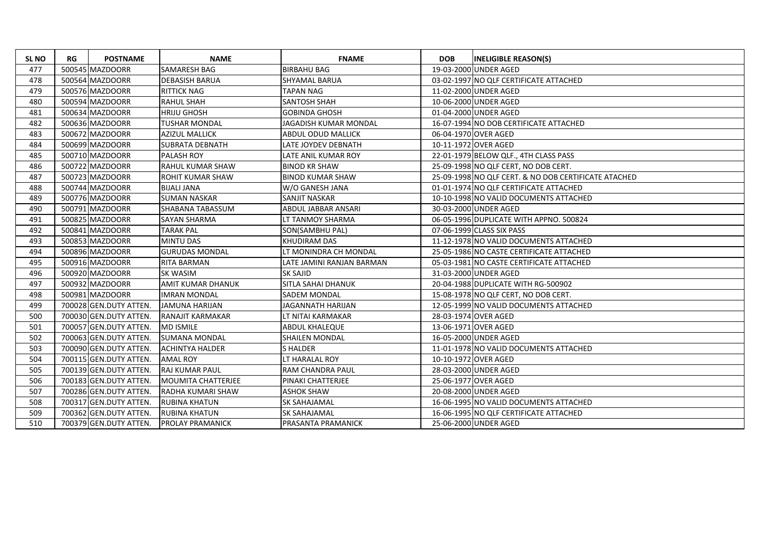| SL NO | RG | POSTNAME | NAME | FNAME | DOB | INELIGIBLE REASON(S) |
|---|---|---|---|---|---|---|
| 477 | 500545 | MAZDOORR | SAMARESH BAG | BIRBAHU BAG | 19-03-2000 | UNDER AGED |
| 478 | 500564 | MAZDOORR | DEBASISH BARUA | SHYAMAL BARUA | 03-02-1997 | NO QLF CERTIFICATE ATTACHED |
| 479 | 500576 | MAZDOORR | RITTICK NAG | TAPAN NAG | 11-02-2000 | UNDER AGED |
| 480 | 500594 | MAZDOORR | RAHUL SHAH | SANTOSH SHAH | 10-06-2000 | UNDER AGED |
| 481 | 500634 | MAZDOORR | HRIJU GHOSH | GOBINDA GHOSH | 01-04-2000 | UNDER AGED |
| 482 | 500636 | MAZDOORR | TUSHAR MONDAL | JAGADISH KUMAR MONDAL | 16-07-1994 | NO DOB CERTIFICATE ATTACHED |
| 483 | 500672 | MAZDOORR | AZIZUL MALLICK | ABDUL ODUD MALLICK | 06-04-1970 | OVER AGED |
| 484 | 500699 | MAZDOORR | SUBRATA DEBNATH | LATE JOYDEV DEBNATH | 10-11-1972 | OVER AGED |
| 485 | 500710 | MAZDOORR | PALASH ROY | LATE ANIL KUMAR ROY | 22-01-1979 | BELOW QLF., 4TH CLASS PASS |
| 486 | 500722 | MAZDOORR | RAHUL KUMAR SHAW | BINOD KR SHAW | 25-09-1998 | NO QLF CERT, NO DOB CERT. |
| 487 | 500723 | MAZDOORR | ROHIT KUMAR SHAW | BINOD KUMAR SHAW | 25-09-1998 | NO QLF CERT. & NO DOB CERTIFICATE ATACHED |
| 488 | 500744 | MAZDOORR | BIJALI JANA | W/O GANESH JANA | 01-01-1974 | NO QLF CERTIFICATE ATTACHED |
| 489 | 500776 | MAZDOORR | SUMAN NASKAR | SANJIT NASKAR | 10-10-1998 | NO VALID DOCUMENTS ATTACHED |
| 490 | 500791 | MAZDOORR | SHABANA TABASSUM | ABDUL JABBAR ANSARI | 30-03-2000 | UNDER AGED |
| 491 | 500825 | MAZDOORR | SAYAN SHARMA | LT TANMOY SHARMA | 06-05-1996 | DUPLICATE WITH APPNO. 500824 |
| 492 | 500841 | MAZDOORR | TARAK PAL | SON(SAMBHU PAL) | 07-06-1999 | CLASS SIX PASS |
| 493 | 500853 | MAZDOORR | MINTU DAS | KHUDIRAM DAS | 11-12-1978 | NO VALID DOCUMENTS ATTACHED |
| 494 | 500896 | MAZDOORR | GURUDAS MONDAL | LT MONINDRA CH MONDAL | 25-05-1986 | NO CASTE CERTIFICATE ATTACHED |
| 495 | 500916 | MAZDOORR | RITA BARMAN | LATE JAMINI RANJAN BARMAN | 05-03-1981 | NO CASTE CERTIFICATE ATTACHED |
| 496 | 500920 | MAZDOORR | SK WASIM | SK SAJID | 31-03-2000 | UNDER AGED |
| 497 | 500932 | MAZDOORR | AMIT KUMAR DHANUK | SITLA SAHAI DHANUK | 20-04-1988 | DUPLICATE WITH RG-500902 |
| 498 | 500981 | MAZDOORR | IMRAN MONDAL | SADEM MONDAL | 15-08-1978 | NO QLF CERT, NO DOB CERT. |
| 499 | 700028 | GEN.DUTY ATTEN. | JAMUNA HARIJAN | JAGANNATH HARIJAN | 12-05-1999 | NO VALID DOCUMENTS ATTACHED |
| 500 | 700030 | GEN.DUTY ATTEN. | RANAJIT KARMAKAR | LT NITAI KARMAKAR | 28-03-1974 | OVER AGED |
| 501 | 700057 | GEN.DUTY ATTEN. | MD ISMILE | ABDUL KHALEQUE | 13-06-1971 | OVER AGED |
| 502 | 700063 | GEN.DUTY ATTEN. | SUMANA MONDAL | SHAILEN MONDAL | 16-05-2000 | UNDER AGED |
| 503 | 700090 | GEN.DUTY ATTEN. | ACHINTYA HALDER | S HALDER | 11-01-1978 | NO VALID DOCUMENTS ATTACHED |
| 504 | 700115 | GEN.DUTY ATTEN. | AMAL ROY | LT HARALAL ROY | 10-10-1972 | OVER AGED |
| 505 | 700139 | GEN.DUTY ATTEN. | RAJ KUMAR PAUL | RAM CHANDRA PAUL | 28-03-2000 | UNDER AGED |
| 506 | 700183 | GEN.DUTY ATTEN. | MOUMITA CHATTERJEE | PINAKI CHATTERJEE | 25-06-1977 | OVER AGED |
| 507 | 700286 | GEN.DUTY ATTEN. | RADHA KUMARI SHAW | ASHOK SHAW | 20-08-2000 | UNDER AGED |
| 508 | 700317 | GEN.DUTY ATTEN. | RUBINA KHATUN | SK SAHAJAMAL | 16-06-1995 | NO VALID DOCUMENTS ATTACHED |
| 509 | 700362 | GEN.DUTY ATTEN. | RUBINA KHATUN | SK SAHAJAMAL | 16-06-1995 | NO QLF CERTIFICATE ATTACHED |
| 510 | 700379 | GEN.DUTY ATTEN. | PROLAY PRAMANICK | PRASANTA PRAMANICK | 25-06-2000 | UNDER AGED |